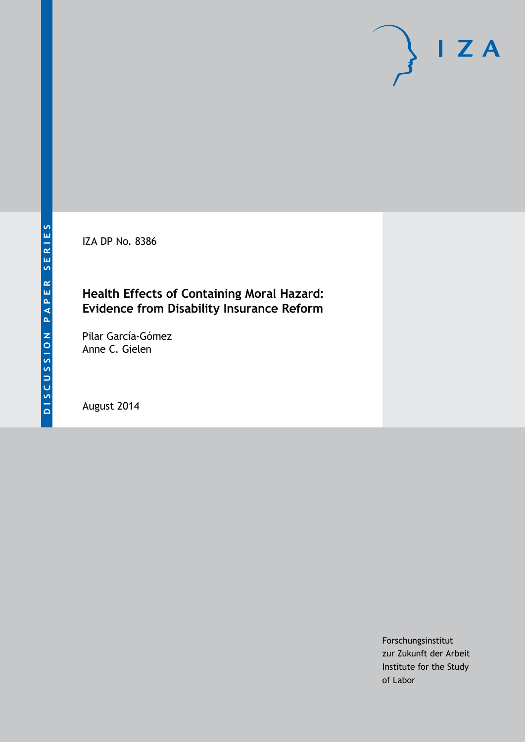DISCUSSION PAPER SERIES

IZA DP No. 8386

# Health Effects of Containing Moral Hazard: Evidence from Disability Insurance Reform

Pilar García-Gómez
Anne C. Gielen

August 2014

Forschungsinstitut
zur Zukunft der Arbeit
Institute for the Study
of Labor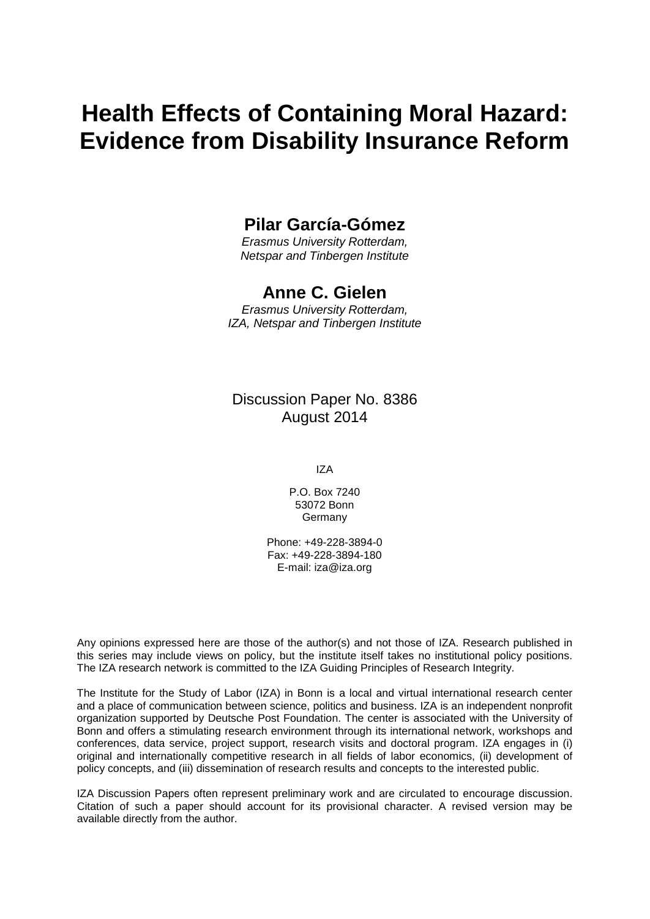# Health Effects of Containing Moral Hazard: Evidence from Disability Insurance Reform

**Pilar García-Gómez**

*Erasmus University Rotterdam, Netspar and Tinbergen Institute*

**Anne C. Gielen**

*Erasmus University Rotterdam, IZA, Netspar and Tinbergen Institute*

Discussion Paper No. 8386
August 2014

IZA

P.O. Box 7240
53072 Bonn
Germany

Phone: +49-228-3894-0
Fax: +49-228-3894-180
E-mail: iza@iza.org

Any opinions expressed here are those of the author(s) and not those of IZA. Research published in this series may include views on policy, but the institute itself takes no institutional policy positions. The IZA research network is committed to the IZA Guiding Principles of Research Integrity.

The Institute for the Study of Labor (IZA) in Bonn is a local and virtual international research center and a place of communication between science, politics and business. IZA is an independent nonprofit organization supported by Deutsche Post Foundation. The center is associated with the University of Bonn and offers a stimulating research environment through its international network, workshops and conferences, data service, project support, research visits and doctoral program. IZA engages in (i) original and internationally competitive research in all fields of labor economics, (ii) development of policy concepts, and (iii) dissemination of research results and concepts to the interested public.

IZA Discussion Papers often represent preliminary work and are circulated to encourage discussion. Citation of such a paper should account for its provisional character. A revised version may be available directly from the author.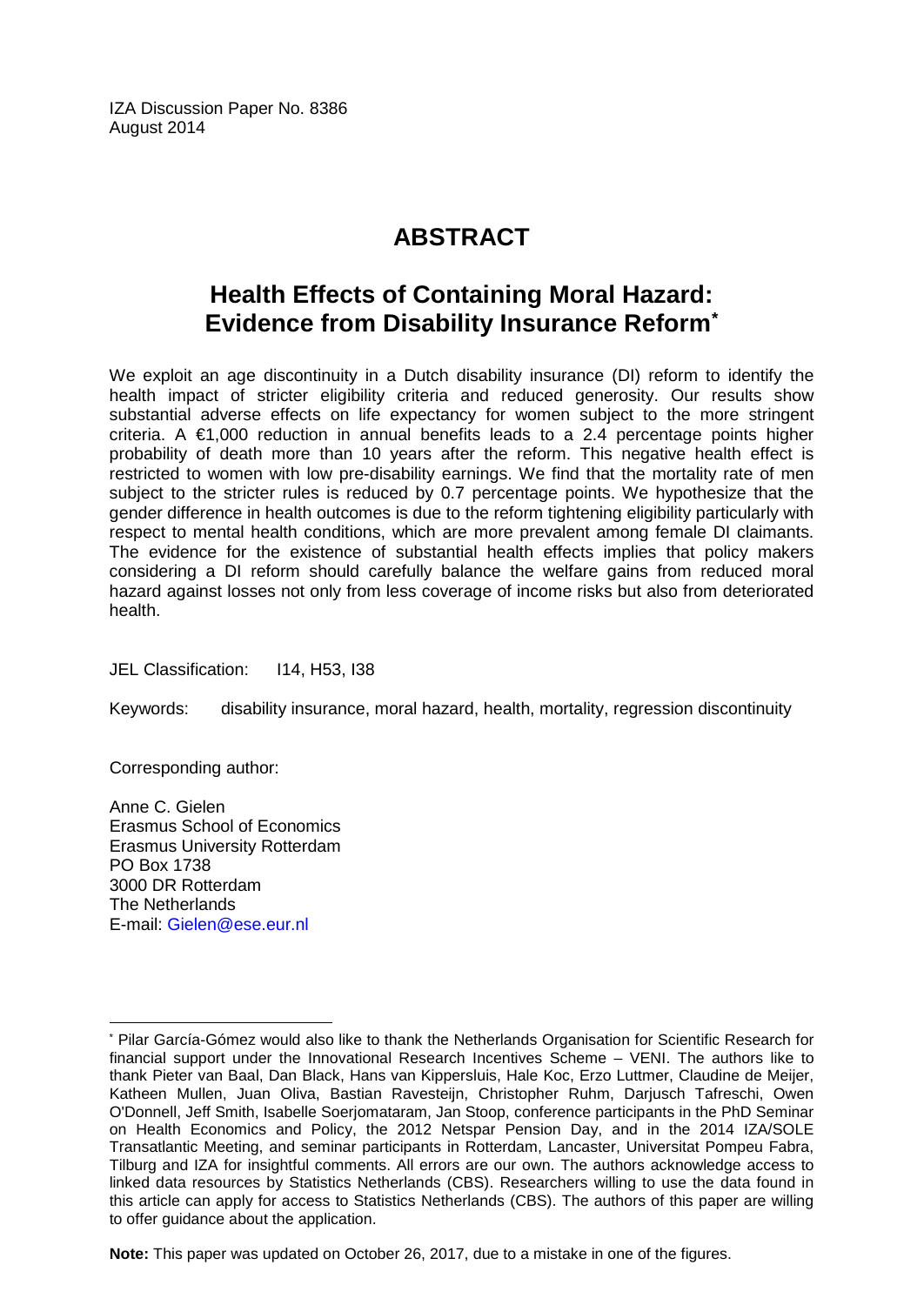IZA Discussion Paper No. 8386
August 2014

# ABSTRACT

## Health Effects of Containing Moral Hazard: Evidence from Disability Insurance Reform*

We exploit an age discontinuity in a Dutch disability insurance (DI) reform to identify the health impact of stricter eligibility criteria and reduced generosity. Our results show substantial adverse effects on life expectancy for women subject to the more stringent criteria. A €1,000 reduction in annual benefits leads to a 2.4 percentage points higher probability of death more than 10 years after the reform. This negative health effect is restricted to women with low pre-disability earnings. We find that the mortality rate of men subject to the stricter rules is reduced by 0.7 percentage points. We hypothesize that the gender difference in health outcomes is due to the reform tightening eligibility particularly with respect to mental health conditions, which are more prevalent among female DI claimants. The evidence for the existence of substantial health effects implies that policy makers considering a DI reform should carefully balance the welfare gains from reduced moral hazard against losses not only from less coverage of income risks but also from deteriorated health.

JEL Classification: I14, H53, I38

Keywords: disability insurance, moral hazard, health, mortality, regression discontinuity

Corresponding author:

Anne C. Gielen
Erasmus School of Economics
Erasmus University Rotterdam
PO Box 1738
3000 DR Rotterdam
The Netherlands
E-mail: Gielen@ese.eur.nl

---

* Pilar García-Gómez would also like to thank the Netherlands Organisation for Scientific Research for financial support under the Innovational Research Incentives Scheme – VENI. The authors like to thank Pieter van Baal, Dan Black, Hans van Kippersluis, Hale Koc, Erzo Luttmer, Claudine de Meijer, Katheen Mullen, Juan Oliva, Bastian Ravesteijn, Christopher Ruhm, Darjusch Tafreschi, Owen O'Donnell, Jeff Smith, Isabelle Soerjomataram, Jan Stoop, conference participants in the PhD Seminar on Health Economics and Policy, the 2012 Netspar Pension Day, and in the 2014 IZA/SOLE Transatlantic Meeting, and seminar participants in Rotterdam, Lancaster, Universitat Pompeu Fabra, Tilburg and IZA for insightful comments. All errors are our own. The authors acknowledge access to linked data resources by Statistics Netherlands (CBS). Researchers willing to use the data found in this article can apply for access to Statistics Netherlands (CBS). The authors of this paper are willing to offer guidance about the application.

**Note:** This paper was updated on October 26, 2017, due to a mistake in one of the figures.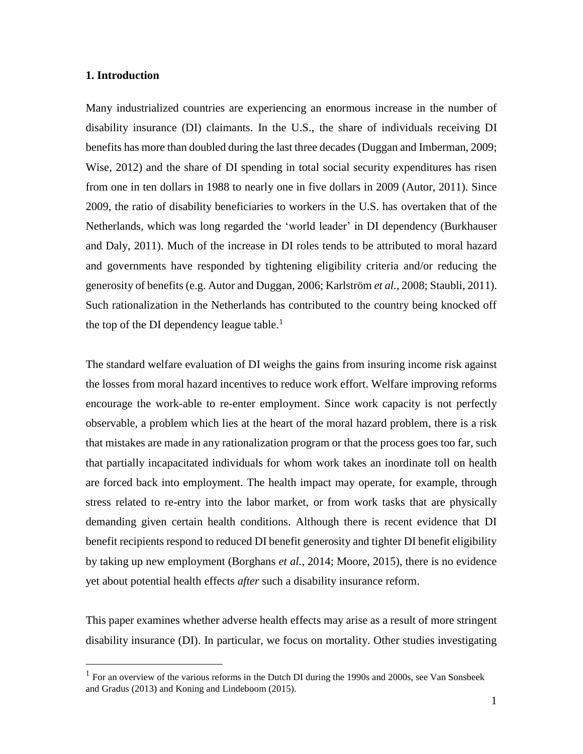## 1. Introduction

Many industrialized countries are experiencing an enormous increase in the number of disability insurance (DI) claimants. In the U.S., the share of individuals receiving DI benefits has more than doubled during the last three decades (Duggan and Imberman, 2009; Wise, 2012) and the share of DI spending in total social security expenditures has risen from one in ten dollars in 1988 to nearly one in five dollars in 2009 (Autor, 2011). Since 2009, the ratio of disability beneficiaries to workers in the U.S. has overtaken that of the Netherlands, which was long regarded the 'world leader' in DI dependency (Burkhauser and Daly, 2011). Much of the increase in DI roles tends to be attributed to moral hazard and governments have responded by tightening eligibility criteria and/or reducing the generosity of benefits (e.g. Autor and Duggan, 2006; Karlström *et al.*, 2008; Staubli, 2011). Such rationalization in the Netherlands has contributed to the country being knocked off the top of the DI dependency league table.[1]

The standard welfare evaluation of DI weighs the gains from insuring income risk against the losses from moral hazard incentives to reduce work effort. Welfare improving reforms encourage the work-able to re-enter employment. Since work capacity is not perfectly observable, a problem which lies at the heart of the moral hazard problem, there is a risk that mistakes are made in any rationalization program or that the process goes too far, such that partially incapacitated individuals for whom work takes an inordinate toll on health are forced back into employment. The health impact may operate, for example, through stress related to re-entry into the labor market, or from work tasks that are physically demanding given certain health conditions. Although there is recent evidence that DI benefit recipients respond to reduced DI benefit generosity and tighter DI benefit eligibility by taking up new employment (Borghans *et al.*, 2014; Moore, 2015), there is no evidence yet about potential health effects *after* such a disability insurance reform.

This paper examines whether adverse health effects may arise as a result of more stringent disability insurance (DI). In particular, we focus on mortality. Other studies investigating

---

[1] For an overview of the various reforms in the Dutch DI during the 1990s and 2000s, see Van Sonsbeek and Gradus (2013) and Koning and Lindeboom (2015).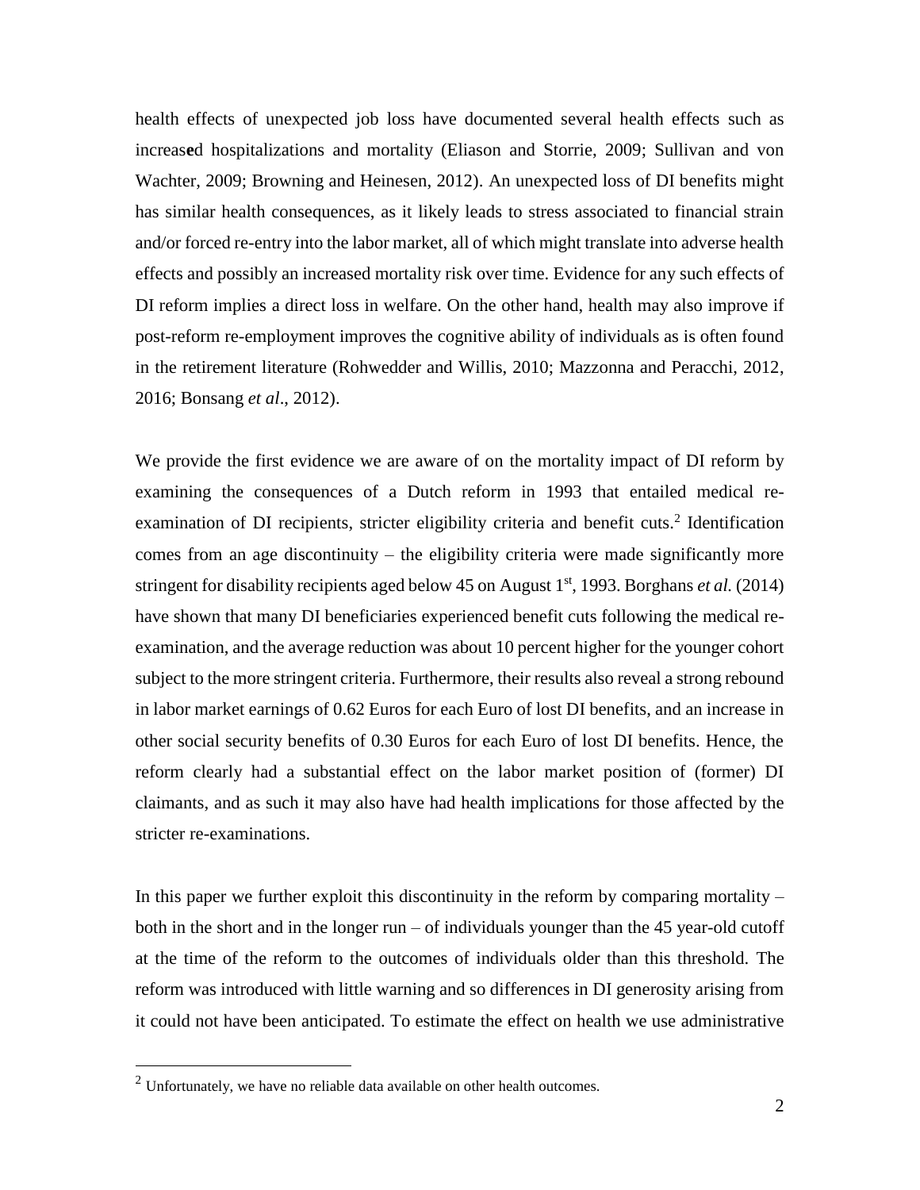health effects of unexpected job loss have documented several health effects such as increased hospitalizations and mortality (Eliason and Storrie, 2009; Sullivan and von Wachter, 2009; Browning and Heinesen, 2012). An unexpected loss of DI benefits might has similar health consequences, as it likely leads to stress associated to financial strain and/or forced re-entry into the labor market, all of which might translate into adverse health effects and possibly an increased mortality risk over time. Evidence for any such effects of DI reform implies a direct loss in welfare. On the other hand, health may also improve if post-reform re-employment improves the cognitive ability of individuals as is often found in the retirement literature (Rohwedder and Willis, 2010; Mazzonna and Peracchi, 2012, 2016; Bonsang *et al*., 2012).

We provide the first evidence we are aware of on the mortality impact of DI reform by examining the consequences of a Dutch reform in 1993 that entailed medical re-examination of DI recipients, stricter eligibility criteria and benefit cuts.[2] Identification comes from an age discontinuity – the eligibility criteria were made significantly more stringent for disability recipients aged below 45 on August 1st, 1993. Borghans *et al.* (2014) have shown that many DI beneficiaries experienced benefit cuts following the medical re-examination, and the average reduction was about 10 percent higher for the younger cohort subject to the more stringent criteria. Furthermore, their results also reveal a strong rebound in labor market earnings of 0.62 Euros for each Euro of lost DI benefits, and an increase in other social security benefits of 0.30 Euros for each Euro of lost DI benefits. Hence, the reform clearly had a substantial effect on the labor market position of (former) DI claimants, and as such it may also have had health implications for those affected by the stricter re-examinations.

In this paper we further exploit this discontinuity in the reform by comparing mortality – both in the short and in the longer run – of individuals younger than the 45 year-old cutoff at the time of the reform to the outcomes of individuals older than this threshold. The reform was introduced with little warning and so differences in DI generosity arising from it could not have been anticipated. To estimate the effect on health we use administrative

[2] Unfortunately, we have no reliable data available on other health outcomes.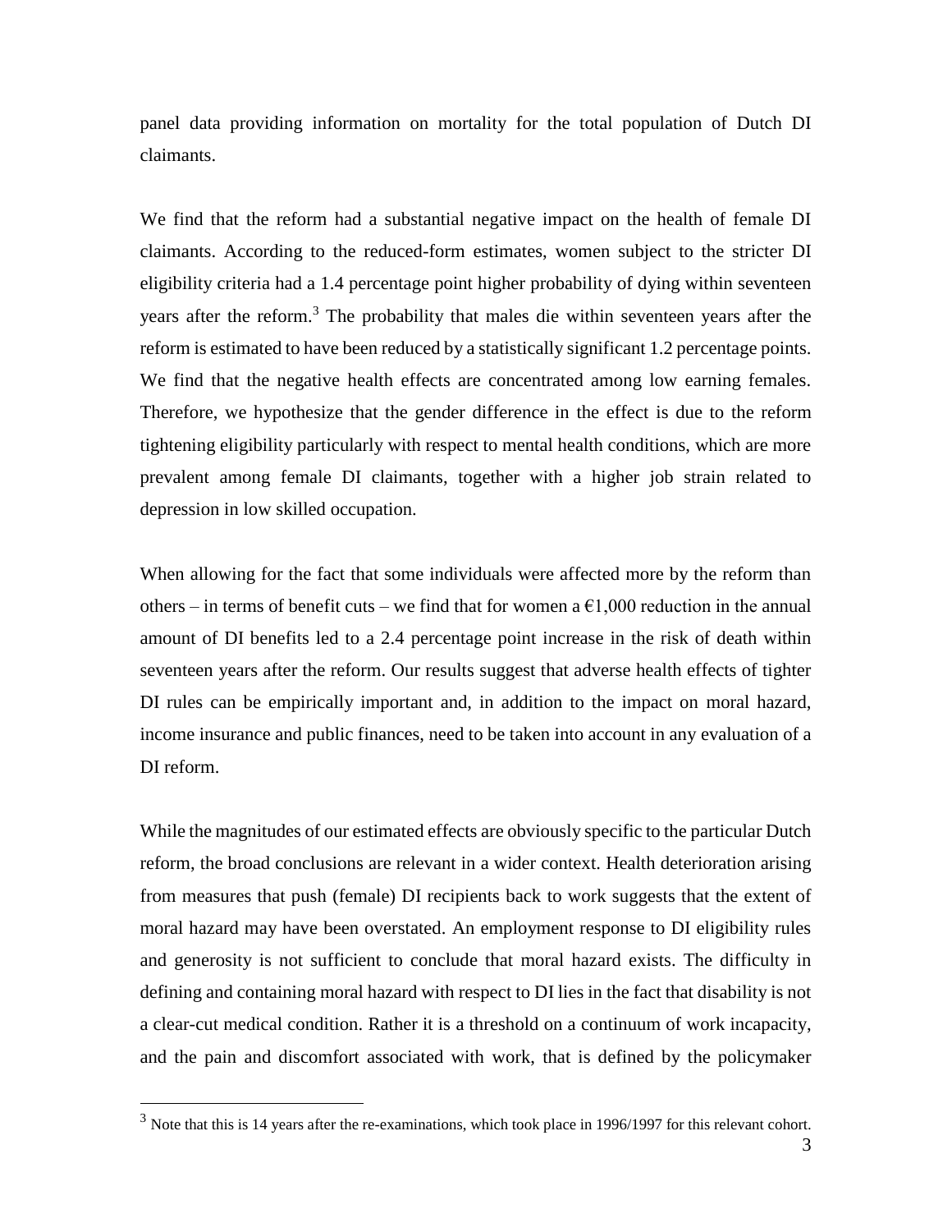panel data providing information on mortality for the total population of Dutch DI claimants.

We find that the reform had a substantial negative impact on the health of female DI claimants. According to the reduced-form estimates, women subject to the stricter DI eligibility criteria had a 1.4 percentage point higher probability of dying within seventeen years after the reform.[3] The probability that males die within seventeen years after the reform is estimated to have been reduced by a statistically significant 1.2 percentage points. We find that the negative health effects are concentrated among low earning females. Therefore, we hypothesize that the gender difference in the effect is due to the reform tightening eligibility particularly with respect to mental health conditions, which are more prevalent among female DI claimants, together with a higher job strain related to depression in low skilled occupation.

When allowing for the fact that some individuals were affected more by the reform than others – in terms of benefit cuts – we find that for women a €1,000 reduction in the annual amount of DI benefits led to a 2.4 percentage point increase in the risk of death within seventeen years after the reform. Our results suggest that adverse health effects of tighter DI rules can be empirically important and, in addition to the impact on moral hazard, income insurance and public finances, need to be taken into account in any evaluation of a DI reform.

While the magnitudes of our estimated effects are obviously specific to the particular Dutch reform, the broad conclusions are relevant in a wider context. Health deterioration arising from measures that push (female) DI recipients back to work suggests that the extent of moral hazard may have been overstated. An employment response to DI eligibility rules and generosity is not sufficient to conclude that moral hazard exists. The difficulty in defining and containing moral hazard with respect to DI lies in the fact that disability is not a clear-cut medical condition. Rather it is a threshold on a continuum of work incapacity, and the pain and discomfort associated with work, that is defined by the policymaker

[3] Note that this is 14 years after the re-examinations, which took place in 1996/1997 for this relevant cohort.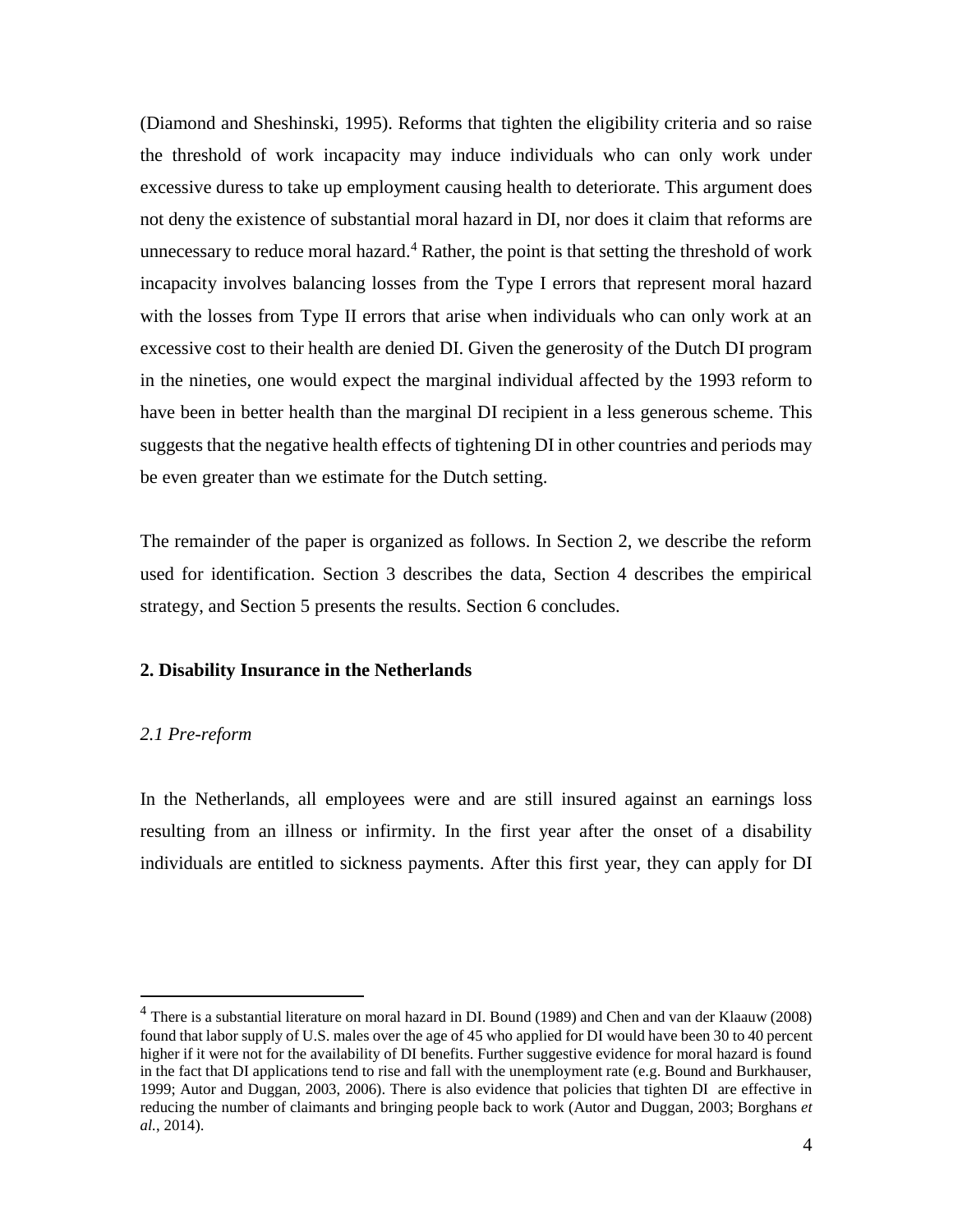(Diamond and Sheshinski, 1995). Reforms that tighten the eligibility criteria and so raise the threshold of work incapacity may induce individuals who can only work under excessive duress to take up employment causing health to deteriorate. This argument does not deny the existence of substantial moral hazard in DI, nor does it claim that reforms are unnecessary to reduce moral hazard.[4] Rather, the point is that setting the threshold of work incapacity involves balancing losses from the Type I errors that represent moral hazard with the losses from Type II errors that arise when individuals who can only work at an excessive cost to their health are denied DI. Given the generosity of the Dutch DI program in the nineties, one would expect the marginal individual affected by the 1993 reform to have been in better health than the marginal DI recipient in a less generous scheme. This suggests that the negative health effects of tightening DI in other countries and periods may be even greater than we estimate for the Dutch setting.

The remainder of the paper is organized as follows. In Section 2, we describe the reform used for identification. Section 3 describes the data, Section 4 describes the empirical strategy, and Section 5 presents the results. Section 6 concludes.

## 2. Disability Insurance in the Netherlands

### *2.1 Pre-reform*

In the Netherlands, all employees were and are still insured against an earnings loss resulting from an illness or infirmity. In the first year after the onset of a disability individuals are entitled to sickness payments. After this first year, they can apply for DI

[4] There is a substantial literature on moral hazard in DI. Bound (1989) and Chen and van der Klaauw (2008) found that labor supply of U.S. males over the age of 45 who applied for DI would have been 30 to 40 percent higher if it were not for the availability of DI benefits. Further suggestive evidence for moral hazard is found in the fact that DI applications tend to rise and fall with the unemployment rate (e.g. Bound and Burkhauser, 1999; Autor and Duggan, 2003, 2006). There is also evidence that policies that tighten DI are effective in reducing the number of claimants and bringing people back to work (Autor and Duggan, 2003; Borghans *et al.*, 2014).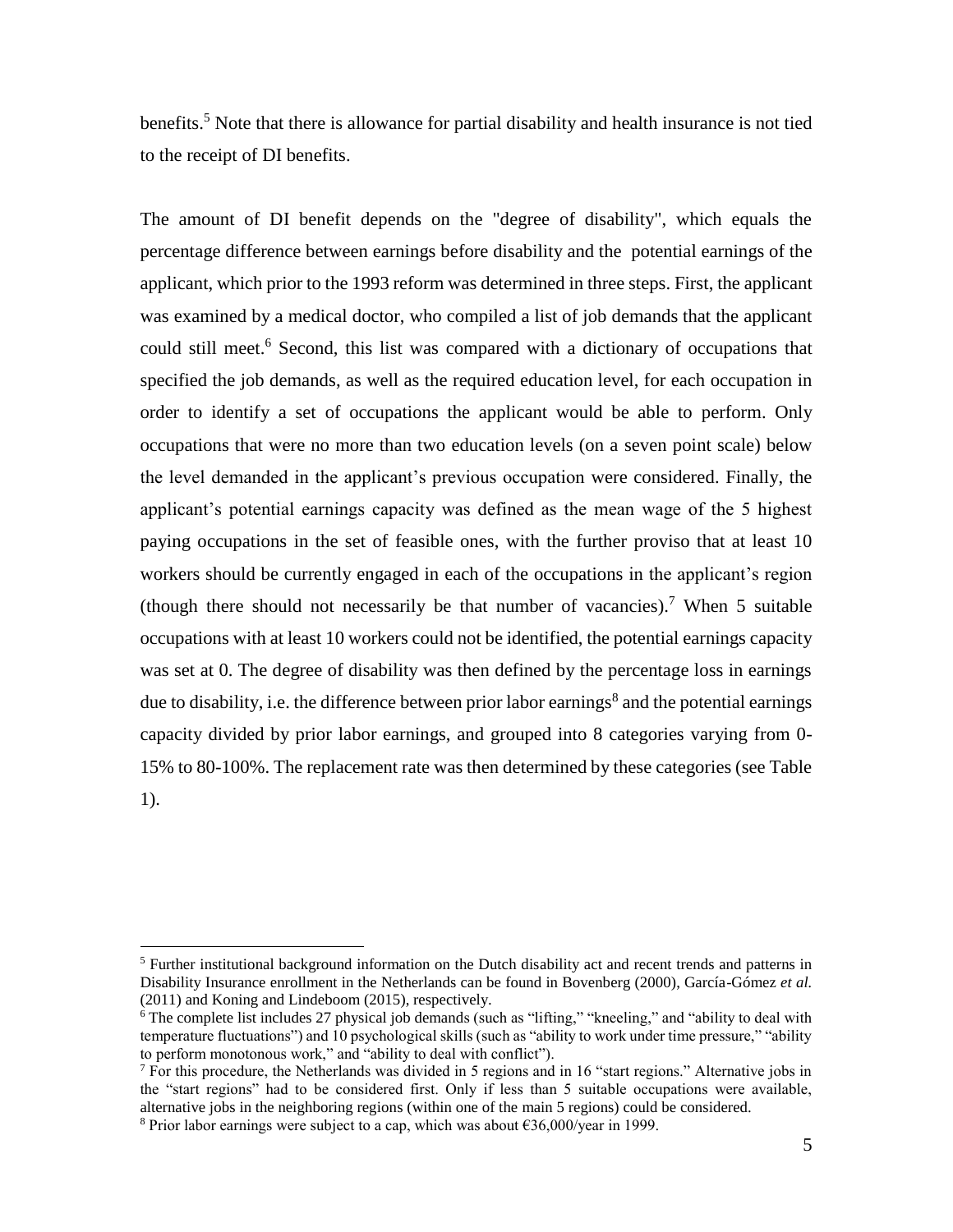benefits.[5] Note that there is allowance for partial disability and health insurance is not tied to the receipt of DI benefits.

The amount of DI benefit depends on the "degree of disability", which equals the percentage difference between earnings before disability and the potential earnings of the applicant, which prior to the 1993 reform was determined in three steps. First, the applicant was examined by a medical doctor, who compiled a list of job demands that the applicant could still meet.[6] Second, this list was compared with a dictionary of occupations that specified the job demands, as well as the required education level, for each occupation in order to identify a set of occupations the applicant would be able to perform. Only occupations that were no more than two education levels (on a seven point scale) below the level demanded in the applicant's previous occupation were considered. Finally, the applicant's potential earnings capacity was defined as the mean wage of the 5 highest paying occupations in the set of feasible ones, with the further proviso that at least 10 workers should be currently engaged in each of the occupations in the applicant's region (though there should not necessarily be that number of vacancies).[7] When 5 suitable occupations with at least 10 workers could not be identified, the potential earnings capacity was set at 0. The degree of disability was then defined by the percentage loss in earnings due to disability, i.e. the difference between prior labor earnings[8] and the potential earnings capacity divided by prior labor earnings, and grouped into 8 categories varying from 0-15% to 80-100%. The replacement rate was then determined by these categories (see Table 1).

---

[5] Further institutional background information on the Dutch disability act and recent trends and patterns in Disability Insurance enrollment in the Netherlands can be found in Bovenberg (2000), García-Gómez *et al.* (2011) and Koning and Lindeboom (2015), respectively.

[6] The complete list includes 27 physical job demands (such as "lifting," "kneeling," and "ability to deal with temperature fluctuations") and 10 psychological skills (such as "ability to work under time pressure," "ability to perform monotonous work," and "ability to deal with conflict").

[7] For this procedure, the Netherlands was divided in 5 regions and in 16 "start regions." Alternative jobs in the "start regions" had to be considered first. Only if less than 5 suitable occupations were available, alternative jobs in the neighboring regions (within one of the main 5 regions) could be considered.

[8] Prior labor earnings were subject to a cap, which was about €36,000/year in 1999.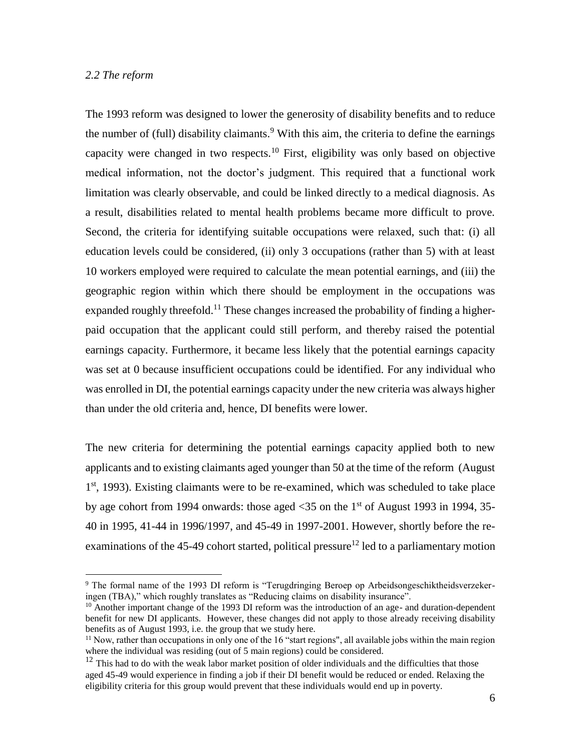### *2.2 The reform*

The 1993 reform was designed to lower the generosity of disability benefits and to reduce the number of (full) disability claimants.[9] With this aim, the criteria to define the earnings capacity were changed in two respects.[10] First, eligibility was only based on objective medical information, not the doctor's judgment. This required that a functional work limitation was clearly observable, and could be linked directly to a medical diagnosis. As a result, disabilities related to mental health problems became more difficult to prove. Second, the criteria for identifying suitable occupations were relaxed, such that: (i) all education levels could be considered, (ii) only 3 occupations (rather than 5) with at least 10 workers employed were required to calculate the mean potential earnings, and (iii) the geographic region within which there should be employment in the occupations was expanded roughly threefold.[11] These changes increased the probability of finding a higher-paid occupation that the applicant could still perform, and thereby raised the potential earnings capacity. Furthermore, it became less likely that the potential earnings capacity was set at 0 because insufficient occupations could be identified. For any individual who was enrolled in DI, the potential earnings capacity under the new criteria was always higher than under the old criteria and, hence, DI benefits were lower.

The new criteria for determining the potential earnings capacity applied both to new applicants and to existing claimants aged younger than 50 at the time of the reform (August 1st, 1993). Existing claimants were to be re-examined, which was scheduled to take place by age cohort from 1994 onwards: those aged <35 on the 1st of August 1993 in 1994, 35-40 in 1995, 41-44 in 1996/1997, and 45-49 in 1997-2001. However, shortly before the re-examinations of the 45-49 cohort started, political pressure[12] led to a parliamentary motion

[9] The formal name of the 1993 DI reform is "Terugdringing Beroep op Arbeidsongeschiktheidsverzekeringen (TBA)," which roughly translates as "Reducing claims on disability insurance".

[10] Another important change of the 1993 DI reform was the introduction of an age- and duration-dependent benefit for new DI applicants. However, these changes did not apply to those already receiving disability benefits as of August 1993, i.e. the group that we study here.

[11] Now, rather than occupations in only one of the 16 "start regions", all available jobs within the main region where the individual was residing (out of 5 main regions) could be considered.

[12] This had to do with the weak labor market position of older individuals and the difficulties that those aged 45-49 would experience in finding a job if their DI benefit would be reduced or ended. Relaxing the eligibility criteria for this group would prevent that these individuals would end up in poverty.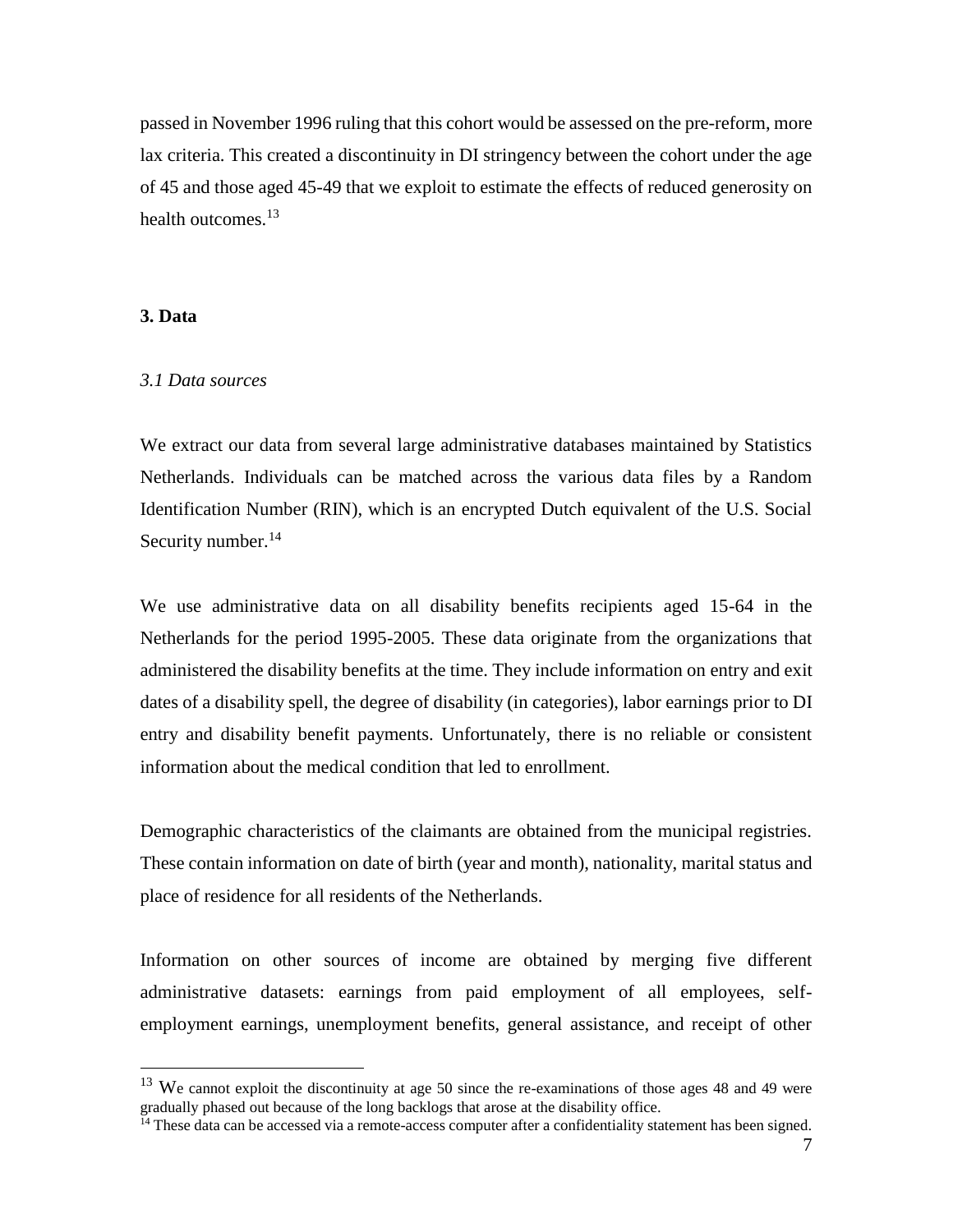passed in November 1996 ruling that this cohort would be assessed on the pre-reform, more lax criteria. This created a discontinuity in DI stringency between the cohort under the age of 45 and those aged 45-49 that we exploit to estimate the effects of reduced generosity on health outcomes.[13]

## 3. Data

### *3.1 Data sources*

We extract our data from several large administrative databases maintained by Statistics Netherlands. Individuals can be matched across the various data files by a Random Identification Number (RIN), which is an encrypted Dutch equivalent of the U.S. Social Security number.[14]

We use administrative data on all disability benefits recipients aged 15-64 in the Netherlands for the period 1995-2005. These data originate from the organizations that administered the disability benefits at the time. They include information on entry and exit dates of a disability spell, the degree of disability (in categories), labor earnings prior to DI entry and disability benefit payments. Unfortunately, there is no reliable or consistent information about the medical condition that led to enrollment.

Demographic characteristics of the claimants are obtained from the municipal registries. These contain information on date of birth (year and month), nationality, marital status and place of residence for all residents of the Netherlands.

Information on other sources of income are obtained by merging five different administrative datasets: earnings from paid employment of all employees, self-employment earnings, unemployment benefits, general assistance, and receipt of other

[13] We cannot exploit the discontinuity at age 50 since the re-examinations of those ages 48 and 49 were gradually phased out because of the long backlogs that arose at the disability office.

[14] These data can be accessed via a remote-access computer after a confidentiality statement has been signed.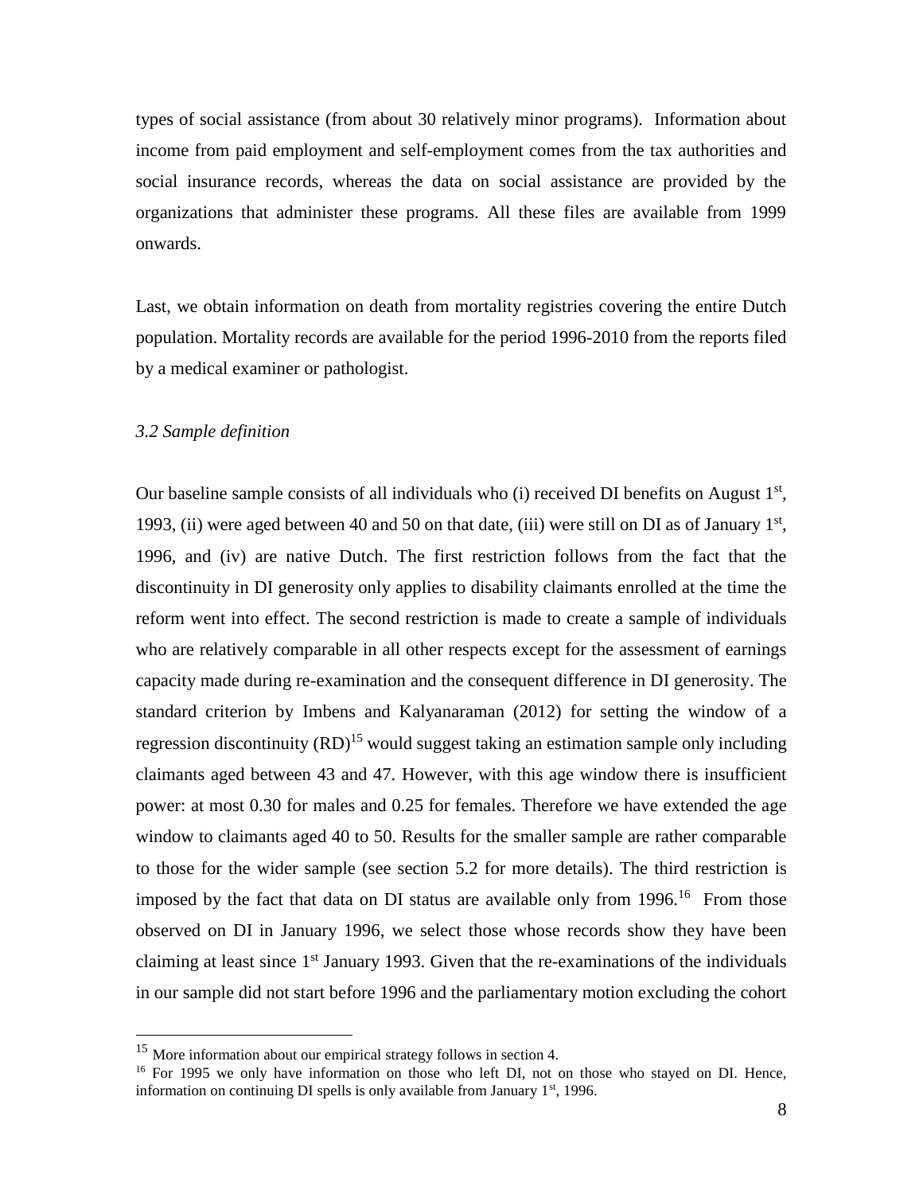types of social assistance (from about 30 relatively minor programs). Information about income from paid employment and self-employment comes from the tax authorities and social insurance records, whereas the data on social assistance are provided by the organizations that administer these programs. All these files are available from 1999 onwards.

Last, we obtain information on death from mortality registries covering the entire Dutch population. Mortality records are available for the period 1996-2010 from the reports filed by a medical examiner or pathologist.

*3.2 Sample definition*

Our baseline sample consists of all individuals who (i) received DI benefits on August 1st, 1993, (ii) were aged between 40 and 50 on that date, (iii) were still on DI as of January 1st, 1996, and (iv) are native Dutch. The first restriction follows from the fact that the discontinuity in DI generosity only applies to disability claimants enrolled at the time the reform went into effect. The second restriction is made to create a sample of individuals who are relatively comparable in all other respects except for the assessment of earnings capacity made during re-examination and the consequent difference in DI generosity. The standard criterion by Imbens and Kalyanaraman (2012) for setting the window of a regression discontinuity (RD)[15] would suggest taking an estimation sample only including claimants aged between 43 and 47. However, with this age window there is insufficient power: at most 0.30 for males and 0.25 for females. Therefore we have extended the age window to claimants aged 40 to 50. Results for the smaller sample are rather comparable to those for the wider sample (see section 5.2 for more details). The third restriction is imposed by the fact that data on DI status are available only from 1996.[16] From those observed on DI in January 1996, we select those whose records show they have been claiming at least since 1st January 1993. Given that the re-examinations of the individuals in our sample did not start before 1996 and the parliamentary motion excluding the cohort

---

[15] More information about our empirical strategy follows in section 4.

[16] For 1995 we only have information on those who left DI, not on those who stayed on DI. Hence, information on continuing DI spells is only available from January 1st, 1996.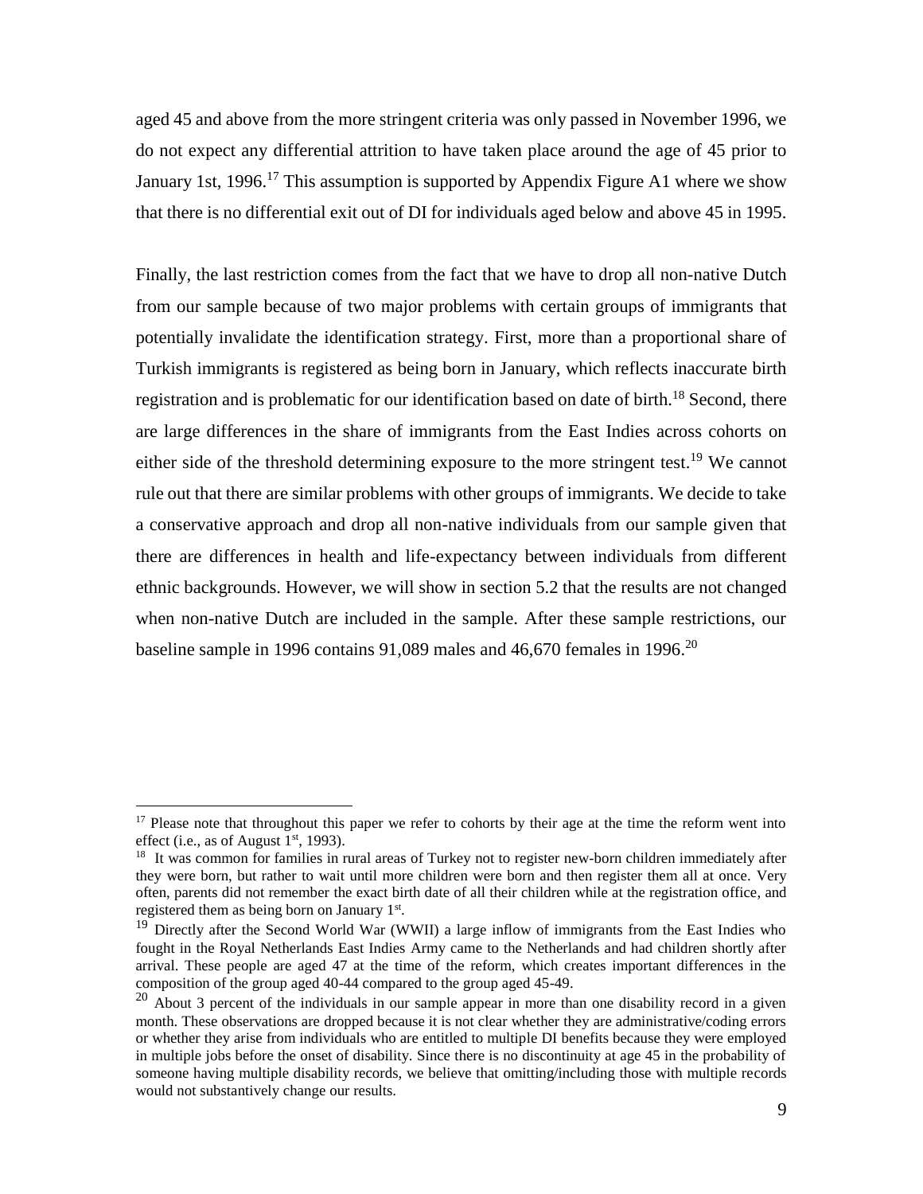aged 45 and above from the more stringent criteria was only passed in November 1996, we do not expect any differential attrition to have taken place around the age of 45 prior to January 1st, 1996.[17] This assumption is supported by Appendix Figure A1 where we show that there is no differential exit out of DI for individuals aged below and above 45 in 1995.

Finally, the last restriction comes from the fact that we have to drop all non-native Dutch from our sample because of two major problems with certain groups of immigrants that potentially invalidate the identification strategy. First, more than a proportional share of Turkish immigrants is registered as being born in January, which reflects inaccurate birth registration and is problematic for our identification based on date of birth.[18] Second, there are large differences in the share of immigrants from the East Indies across cohorts on either side of the threshold determining exposure to the more stringent test.[19] We cannot rule out that there are similar problems with other groups of immigrants. We decide to take a conservative approach and drop all non-native individuals from our sample given that there are differences in health and life-expectancy between individuals from different ethnic backgrounds. However, we will show in section 5.2 that the results are not changed when non-native Dutch are included in the sample. After these sample restrictions, our baseline sample in 1996 contains 91,089 males and 46,670 females in 1996.[20]

---

[17] Please note that throughout this paper we refer to cohorts by their age at the time the reform went into effect (i.e., as of August 1st, 1993).

[18] It was common for families in rural areas of Turkey not to register new-born children immediately after they were born, but rather to wait until more children were born and then register them all at once. Very often, parents did not remember the exact birth date of all their children while at the registration office, and registered them as being born on January 1st.

[19] Directly after the Second World War (WWII) a large inflow of immigrants from the East Indies who fought in the Royal Netherlands East Indies Army came to the Netherlands and had children shortly after arrival. These people are aged 47 at the time of the reform, which creates important differences in the composition of the group aged 40-44 compared to the group aged 45-49.

[20] About 3 percent of the individuals in our sample appear in more than one disability record in a given month. These observations are dropped because it is not clear whether they are administrative/coding errors or whether they arise from individuals who are entitled to multiple DI benefits because they were employed in multiple jobs before the onset of disability. Since there is no discontinuity at age 45 in the probability of someone having multiple disability records, we believe that omitting/including those with multiple records would not substantively change our results.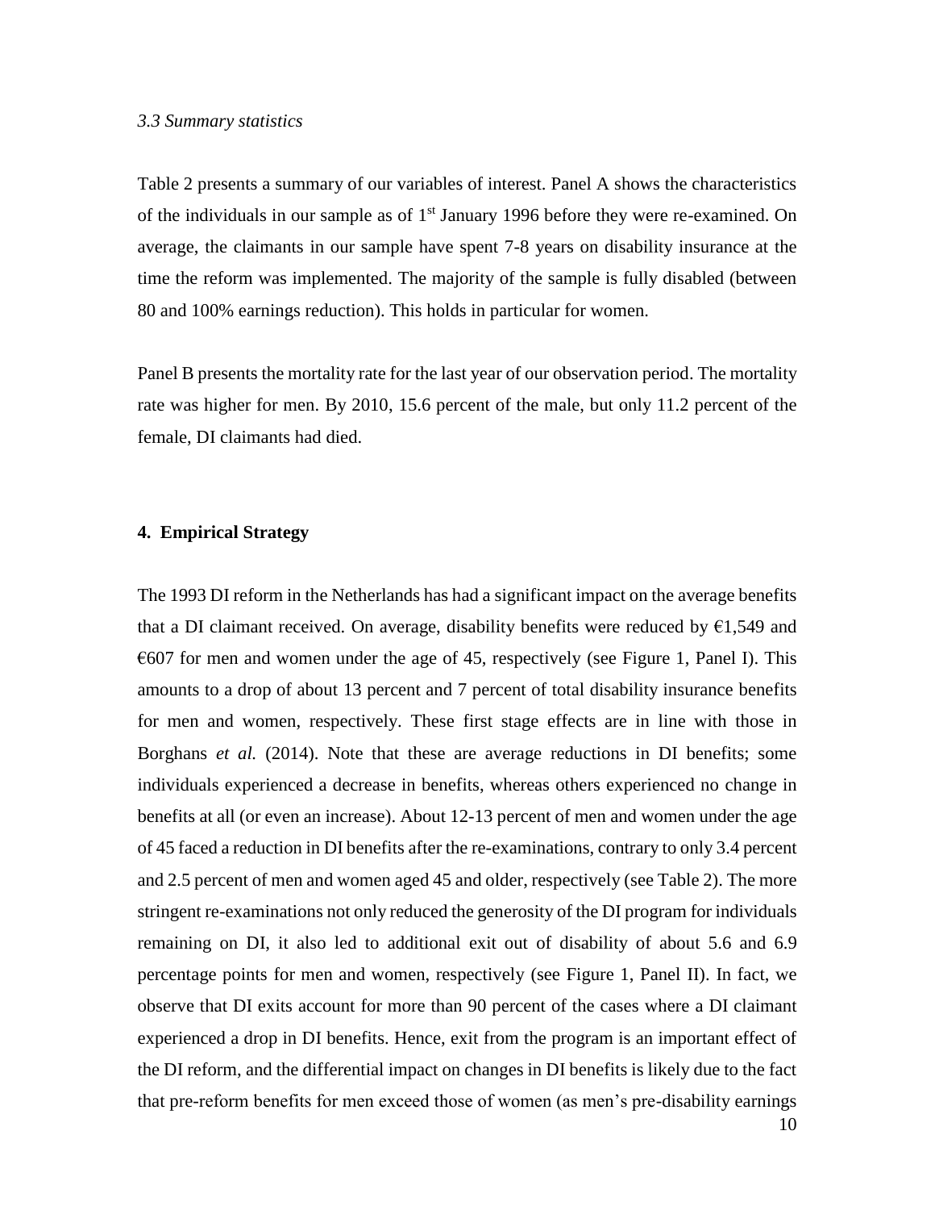*3.3 Summary statistics*

Table 2 presents a summary of our variables of interest. Panel A shows the characteristics of the individuals in our sample as of 1st January 1996 before they were re-examined. On average, the claimants in our sample have spent 7-8 years on disability insurance at the time the reform was implemented. The majority of the sample is fully disabled (between 80 and 100% earnings reduction). This holds in particular for women.

Panel B presents the mortality rate for the last year of our observation period. The mortality rate was higher for men. By 2010, 15.6 percent of the male, but only 11.2 percent of the female, DI claimants had died.

## 4. Empirical Strategy

The 1993 DI reform in the Netherlands has had a significant impact on the average benefits that a DI claimant received. On average, disability benefits were reduced by €1,549 and €607 for men and women under the age of 45, respectively (see Figure 1, Panel I). This amounts to a drop of about 13 percent and 7 percent of total disability insurance benefits for men and women, respectively. These first stage effects are in line with those in Borghans *et al.* (2014). Note that these are average reductions in DI benefits; some individuals experienced a decrease in benefits, whereas others experienced no change in benefits at all (or even an increase). About 12-13 percent of men and women under the age of 45 faced a reduction in DI benefits after the re-examinations, contrary to only 3.4 percent and 2.5 percent of men and women aged 45 and older, respectively (see Table 2). The more stringent re-examinations not only reduced the generosity of the DI program for individuals remaining on DI, it also led to additional exit out of disability of about 5.6 and 6.9 percentage points for men and women, respectively (see Figure 1, Panel II). In fact, we observe that DI exits account for more than 90 percent of the cases where a DI claimant experienced a drop in DI benefits. Hence, exit from the program is an important effect of the DI reform, and the differential impact on changes in DI benefits is likely due to the fact that pre-reform benefits for men exceed those of women (as men's pre-disability earnings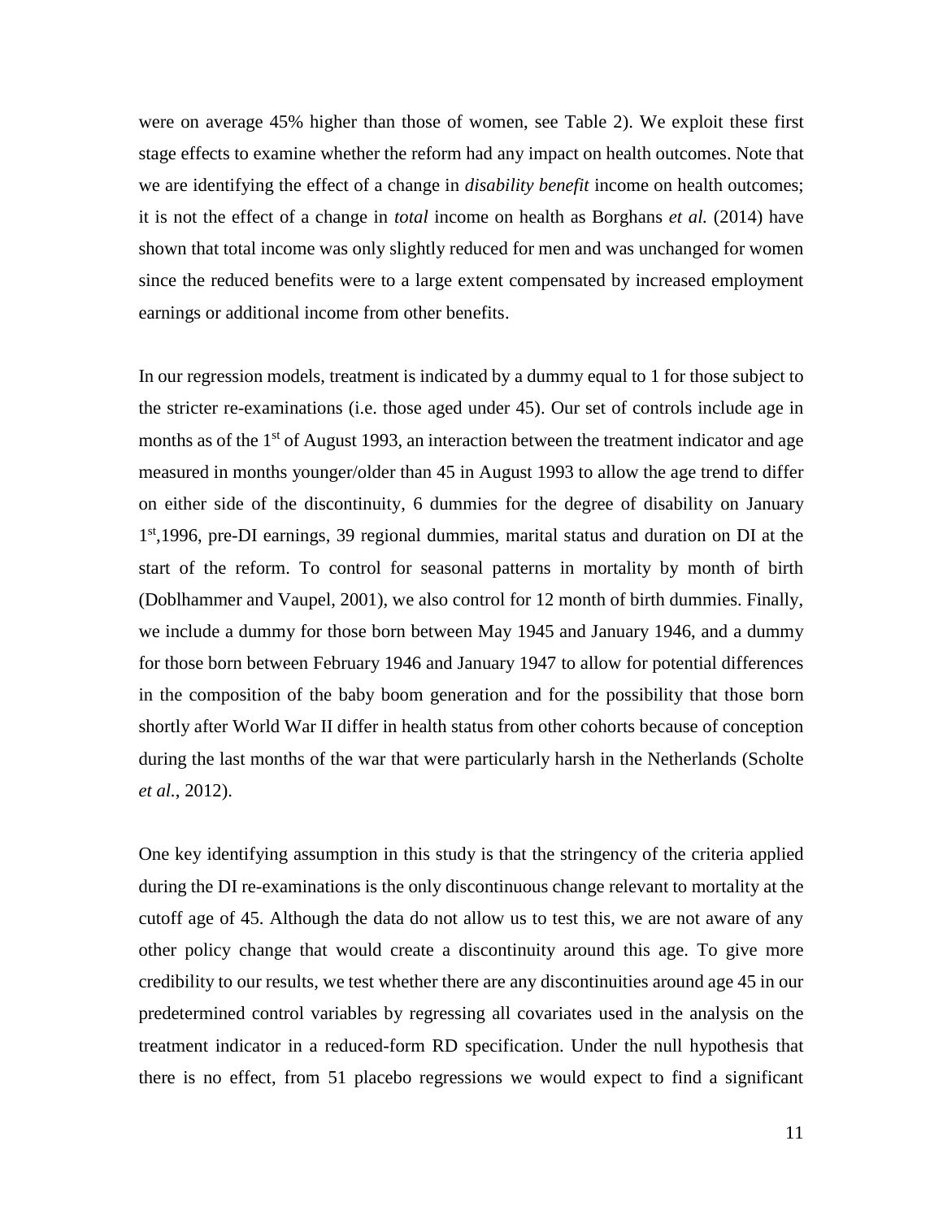were on average 45% higher than those of women, see Table 2). We exploit these first stage effects to examine whether the reform had any impact on health outcomes. Note that we are identifying the effect of a change in *disability benefit* income on health outcomes; it is not the effect of a change in *total* income on health as Borghans *et al.* (2014) have shown that total income was only slightly reduced for men and was unchanged for women since the reduced benefits were to a large extent compensated by increased employment earnings or additional income from other benefits.

In our regression models, treatment is indicated by a dummy equal to 1 for those subject to the stricter re-examinations (i.e. those aged under 45). Our set of controls include age in months as of the 1st of August 1993, an interaction between the treatment indicator and age measured in months younger/older than 45 in August 1993 to allow the age trend to differ on either side of the discontinuity, 6 dummies for the degree of disability on January 1st,1996, pre-DI earnings, 39 regional dummies, marital status and duration on DI at the start of the reform. To control for seasonal patterns in mortality by month of birth (Doblhammer and Vaupel, 2001), we also control for 12 month of birth dummies. Finally, we include a dummy for those born between May 1945 and January 1946, and a dummy for those born between February 1946 and January 1947 to allow for potential differences in the composition of the baby boom generation and for the possibility that those born shortly after World War II differ in health status from other cohorts because of conception during the last months of the war that were particularly harsh in the Netherlands (Scholte *et al.*, 2012).

One key identifying assumption in this study is that the stringency of the criteria applied during the DI re-examinations is the only discontinuous change relevant to mortality at the cutoff age of 45. Although the data do not allow us to test this, we are not aware of any other policy change that would create a discontinuity around this age. To give more credibility to our results, we test whether there are any discontinuities around age 45 in our predetermined control variables by regressing all covariates used in the analysis on the treatment indicator in a reduced-form RD specification. Under the null hypothesis that there is no effect, from 51 placebo regressions we would expect to find a significant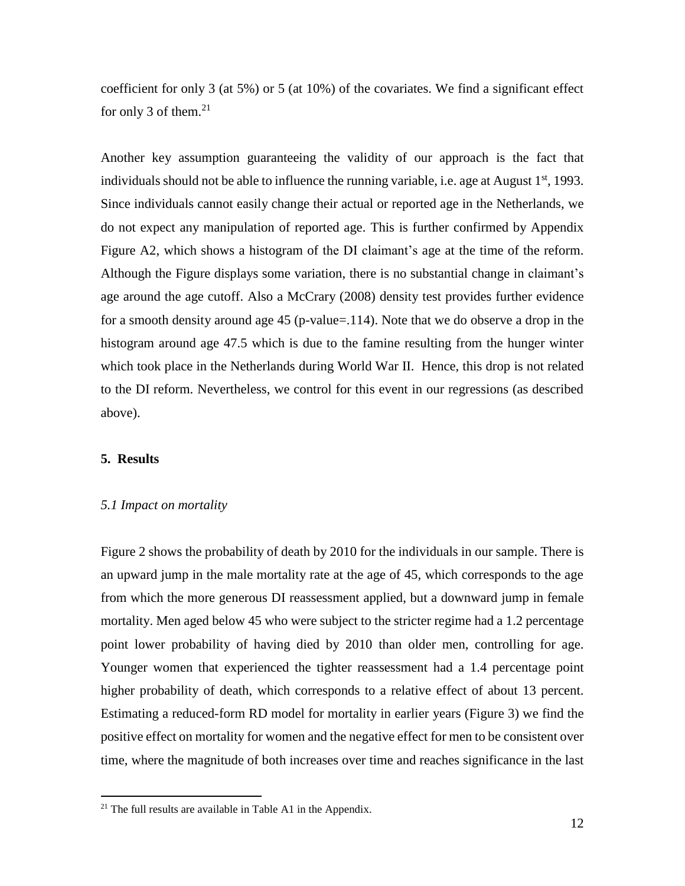coefficient for only 3 (at 5%) or 5 (at 10%) of the covariates. We find a significant effect for only 3 of them.[21]

Another key assumption guaranteeing the validity of our approach is the fact that individuals should not be able to influence the running variable, i.e. age at August 1st, 1993. Since individuals cannot easily change their actual or reported age in the Netherlands, we do not expect any manipulation of reported age. This is further confirmed by Appendix Figure A2, which shows a histogram of the DI claimant's age at the time of the reform. Although the Figure displays some variation, there is no substantial change in claimant's age around the age cutoff. Also a McCrary (2008) density test provides further evidence for a smooth density around age 45 (p-value=.114). Note that we do observe a drop in the histogram around age 47.5 which is due to the famine resulting from the hunger winter which took place in the Netherlands during World War II. Hence, this drop is not related to the DI reform. Nevertheless, we control for this event in our regressions (as described above).

## 5. Results

### *5.1 Impact on mortality*

Figure 2 shows the probability of death by 2010 for the individuals in our sample. There is an upward jump in the male mortality rate at the age of 45, which corresponds to the age from which the more generous DI reassessment applied, but a downward jump in female mortality. Men aged below 45 who were subject to the stricter regime had a 1.2 percentage point lower probability of having died by 2010 than older men, controlling for age. Younger women that experienced the tighter reassessment had a 1.4 percentage point higher probability of death, which corresponds to a relative effect of about 13 percent. Estimating a reduced-form RD model for mortality in earlier years (Figure 3) we find the positive effect on mortality for women and the negative effect for men to be consistent over time, where the magnitude of both increases over time and reaches significance in the last

[21] The full results are available in Table A1 in the Appendix.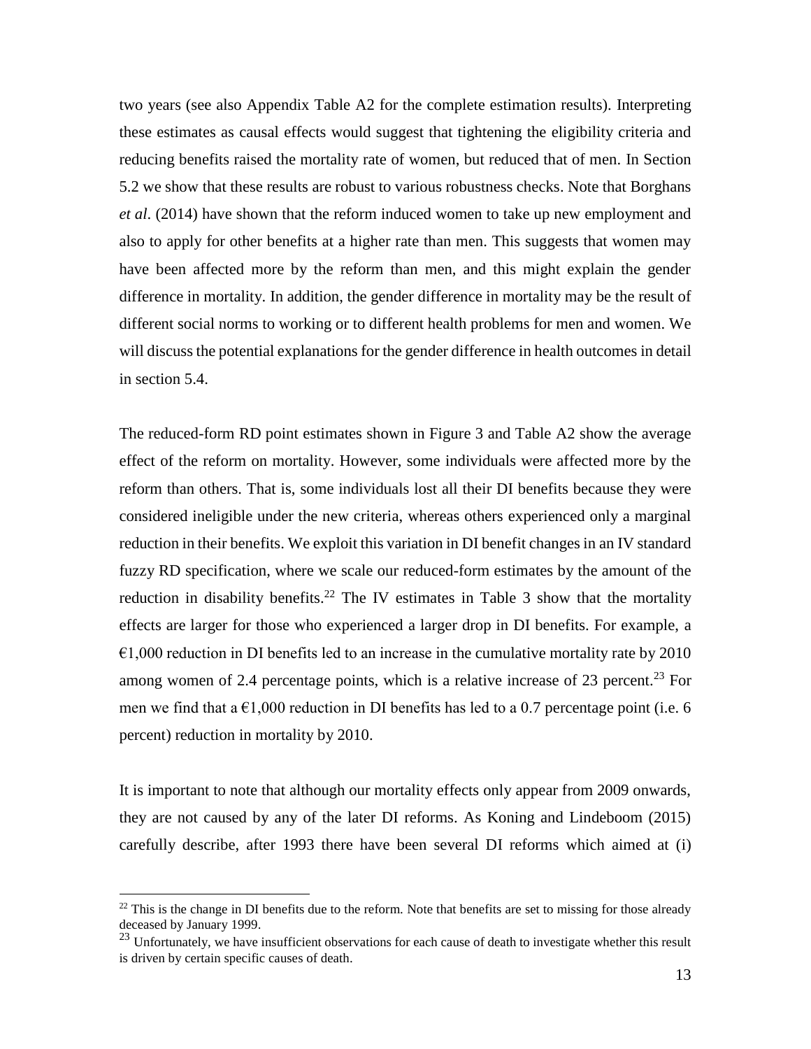two years (see also Appendix Table A2 for the complete estimation results). Interpreting these estimates as causal effects would suggest that tightening the eligibility criteria and reducing benefits raised the mortality rate of women, but reduced that of men. In Section 5.2 we show that these results are robust to various robustness checks. Note that Borghans *et al*. (2014) have shown that the reform induced women to take up new employment and also to apply for other benefits at a higher rate than men. This suggests that women may have been affected more by the reform than men, and this might explain the gender difference in mortality. In addition, the gender difference in mortality may be the result of different social norms to working or to different health problems for men and women. We will discuss the potential explanations for the gender difference in health outcomes in detail in section 5.4.

The reduced-form RD point estimates shown in Figure 3 and Table A2 show the average effect of the reform on mortality. However, some individuals were affected more by the reform than others. That is, some individuals lost all their DI benefits because they were considered ineligible under the new criteria, whereas others experienced only a marginal reduction in their benefits. We exploit this variation in DI benefit changes in an IV standard fuzzy RD specification, where we scale our reduced-form estimates by the amount of the reduction in disability benefits.[22] The IV estimates in Table 3 show that the mortality effects are larger for those who experienced a larger drop in DI benefits. For example, a €1,000 reduction in DI benefits led to an increase in the cumulative mortality rate by 2010 among women of 2.4 percentage points, which is a relative increase of 23 percent.[23] For men we find that a €1,000 reduction in DI benefits has led to a 0.7 percentage point (i.e. 6 percent) reduction in mortality by 2010.

It is important to note that although our mortality effects only appear from 2009 onwards, they are not caused by any of the later DI reforms. As Koning and Lindeboom (2015) carefully describe, after 1993 there have been several DI reforms which aimed at (i)

[22] This is the change in DI benefits due to the reform. Note that benefits are set to missing for those already deceased by January 1999.

[23] Unfortunately, we have insufficient observations for each cause of death to investigate whether this result is driven by certain specific causes of death.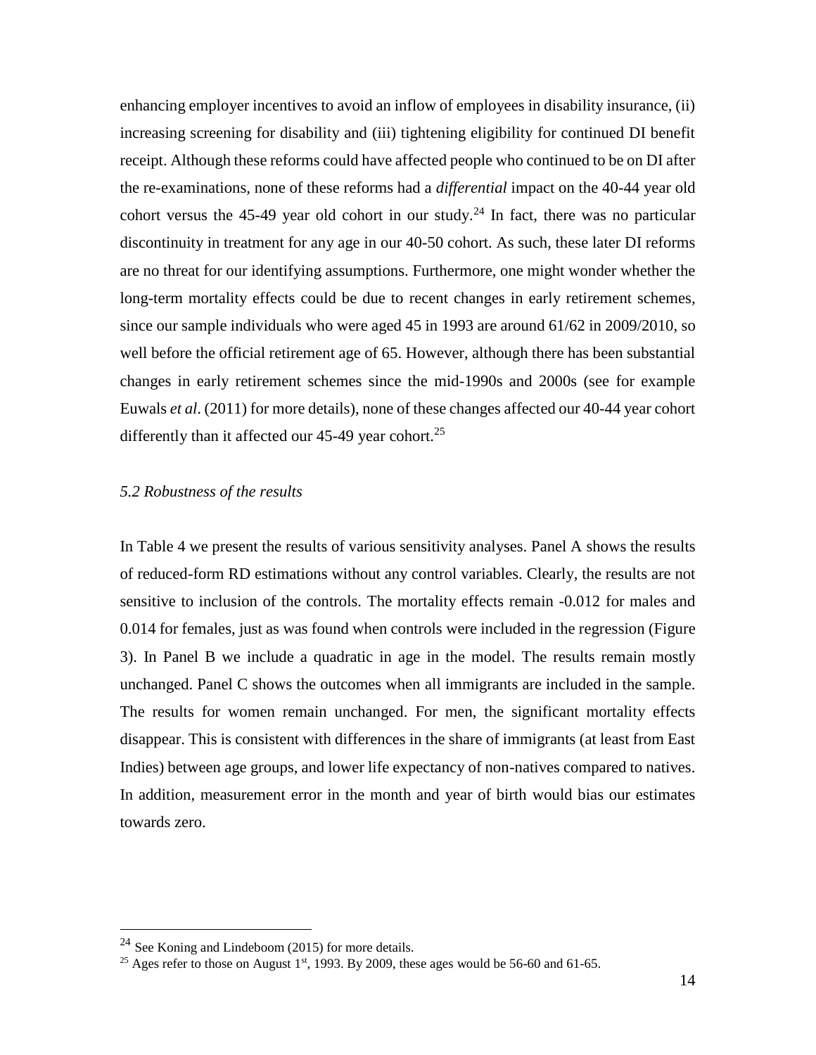enhancing employer incentives to avoid an inflow of employees in disability insurance, (ii) increasing screening for disability and (iii) tightening eligibility for continued DI benefit receipt. Although these reforms could have affected people who continued to be on DI after the re-examinations, none of these reforms had a *differential* impact on the 40-44 year old cohort versus the 45-49 year old cohort in our study.[24] In fact, there was no particular discontinuity in treatment for any age in our 40-50 cohort. As such, these later DI reforms are no threat for our identifying assumptions. Furthermore, one might wonder whether the long-term mortality effects could be due to recent changes in early retirement schemes, since our sample individuals who were aged 45 in 1993 are around 61/62 in 2009/2010, so well before the official retirement age of 65. However, although there has been substantial changes in early retirement schemes since the mid-1990s and 2000s (see for example Euwals *et al*. (2011) for more details), none of these changes affected our 40-44 year cohort differently than it affected our 45-49 year cohort.[25]

### *5.2 Robustness of the results*

In Table 4 we present the results of various sensitivity analyses. Panel A shows the results of reduced-form RD estimations without any control variables. Clearly, the results are not sensitive to inclusion of the controls. The mortality effects remain -0.012 for males and 0.014 for females, just as was found when controls were included in the regression (Figure 3). In Panel B we include a quadratic in age in the model. The results remain mostly unchanged. Panel C shows the outcomes when all immigrants are included in the sample. The results for women remain unchanged. For men, the significant mortality effects disappear. This is consistent with differences in the share of immigrants (at least from East Indies) between age groups, and lower life expectancy of non-natives compared to natives. In addition, measurement error in the month and year of birth would bias our estimates towards zero.

---

[24] See Koning and Lindeboom (2015) for more details.

[25] Ages refer to those on August 1st, 1993. By 2009, these ages would be 56-60 and 61-65.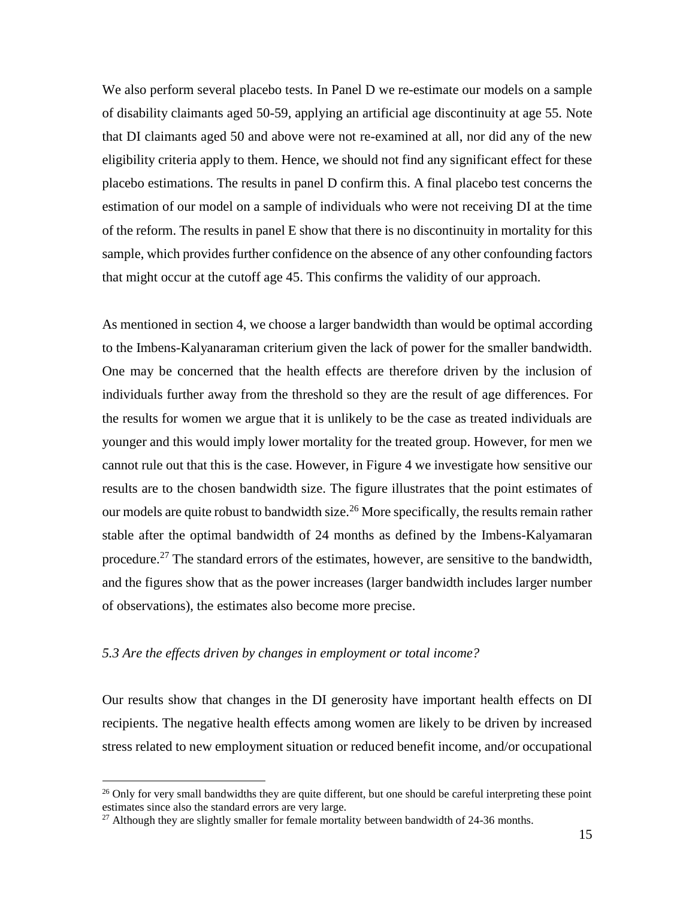We also perform several placebo tests. In Panel D we re-estimate our models on a sample of disability claimants aged 50-59, applying an artificial age discontinuity at age 55. Note that DI claimants aged 50 and above were not re-examined at all, nor did any of the new eligibility criteria apply to them. Hence, we should not find any significant effect for these placebo estimations. The results in panel D confirm this. A final placebo test concerns the estimation of our model on a sample of individuals who were not receiving DI at the time of the reform. The results in panel E show that there is no discontinuity in mortality for this sample, which provides further confidence on the absence of any other confounding factors that might occur at the cutoff age 45. This confirms the validity of our approach.

As mentioned in section 4, we choose a larger bandwidth than would be optimal according to the Imbens-Kalyanaraman criterium given the lack of power for the smaller bandwidth. One may be concerned that the health effects are therefore driven by the inclusion of individuals further away from the threshold so they are the result of age differences. For the results for women we argue that it is unlikely to be the case as treated individuals are younger and this would imply lower mortality for the treated group. However, for men we cannot rule out that this is the case. However, in Figure 4 we investigate how sensitive our results are to the chosen bandwidth size. The figure illustrates that the point estimates of our models are quite robust to bandwidth size.[26] More specifically, the results remain rather stable after the optimal bandwidth of 24 months as defined by the Imbens-Kalyamaran procedure.[27] The standard errors of the estimates, however, are sensitive to the bandwidth, and the figures show that as the power increases (larger bandwidth includes larger number of observations), the estimates also become more precise.

### *5.3 Are the effects driven by changes in employment or total income?*

Our results show that changes in the DI generosity have important health effects on DI recipients. The negative health effects among women are likely to be driven by increased stress related to new employment situation or reduced benefit income, and/or occupational

[26] Only for very small bandwidths they are quite different, but one should be careful interpreting these point estimates since also the standard errors are very large.

[27] Although they are slightly smaller for female mortality between bandwidth of 24-36 months.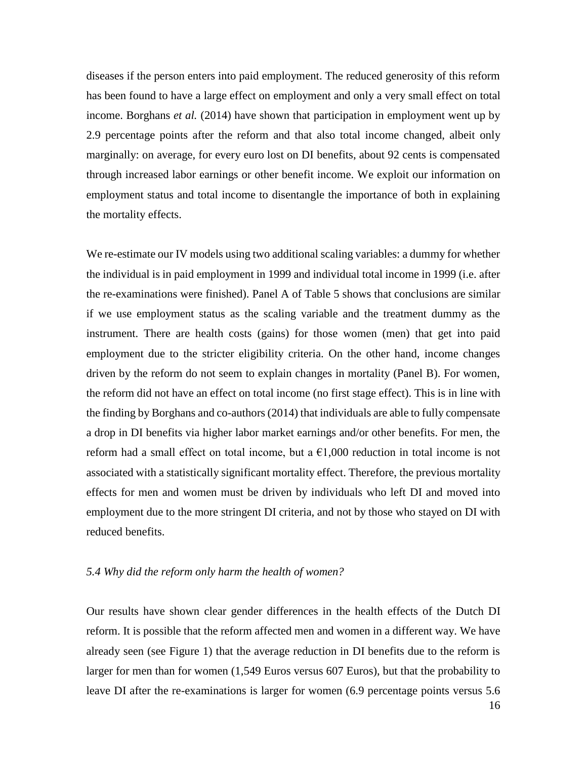diseases if the person enters into paid employment. The reduced generosity of this reform has been found to have a large effect on employment and only a very small effect on total income. Borghans *et al.* (2014) have shown that participation in employment went up by 2.9 percentage points after the reform and that also total income changed, albeit only marginally: on average, for every euro lost on DI benefits, about 92 cents is compensated through increased labor earnings or other benefit income. We exploit our information on employment status and total income to disentangle the importance of both in explaining the mortality effects.

We re-estimate our IV models using two additional scaling variables: a dummy for whether the individual is in paid employment in 1999 and individual total income in 1999 (i.e. after the re-examinations were finished). Panel A of Table 5 shows that conclusions are similar if we use employment status as the scaling variable and the treatment dummy as the instrument. There are health costs (gains) for those women (men) that get into paid employment due to the stricter eligibility criteria. On the other hand, income changes driven by the reform do not seem to explain changes in mortality (Panel B). For women, the reform did not have an effect on total income (no first stage effect). This is in line with the finding by Borghans and co-authors (2014) that individuals are able to fully compensate a drop in DI benefits via higher labor market earnings and/or other benefits. For men, the reform had a small effect on total income, but a €1,000 reduction in total income is not associated with a statistically significant mortality effect. Therefore, the previous mortality effects for men and women must be driven by individuals who left DI and moved into employment due to the more stringent DI criteria, and not by those who stayed on DI with reduced benefits.

### *5.4 Why did the reform only harm the health of women?*

Our results have shown clear gender differences in the health effects of the Dutch DI reform. It is possible that the reform affected men and women in a different way. We have already seen (see Figure 1) that the average reduction in DI benefits due to the reform is larger for men than for women (1,549 Euros versus 607 Euros), but that the probability to leave DI after the re-examinations is larger for women (6.9 percentage points versus 5.6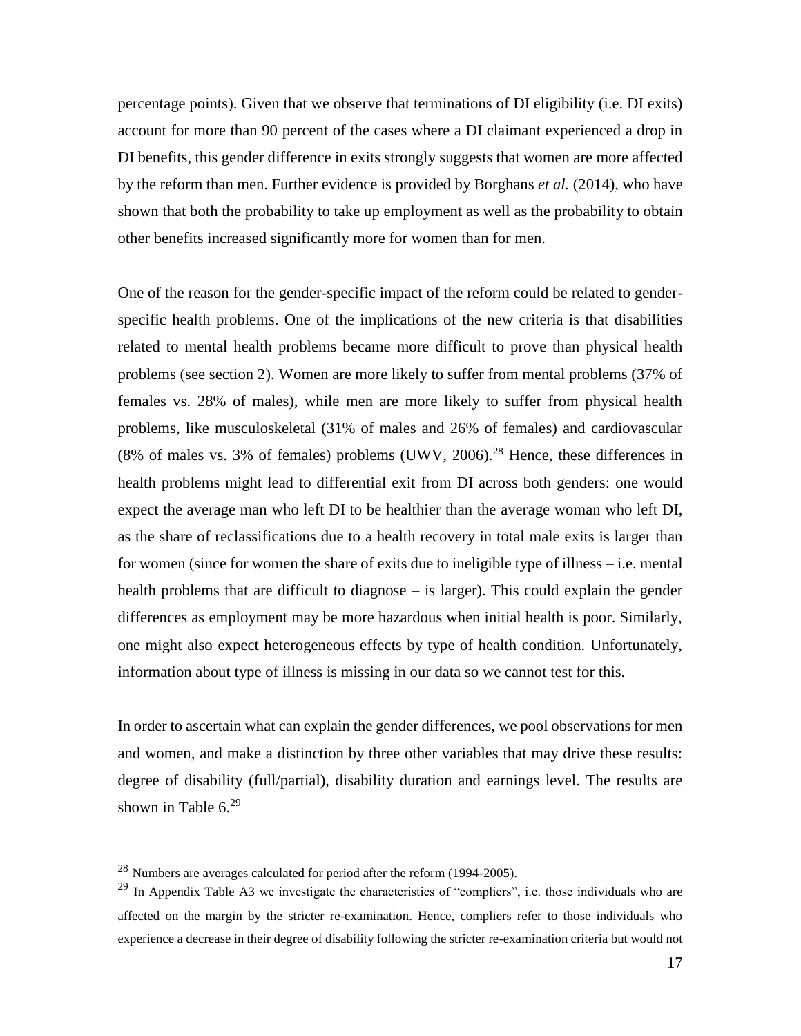percentage points). Given that we observe that terminations of DI eligibility (i.e. DI exits) account for more than 90 percent of the cases where a DI claimant experienced a drop in DI benefits, this gender difference in exits strongly suggests that women are more affected by the reform than men. Further evidence is provided by Borghans *et al.* (2014), who have shown that both the probability to take up employment as well as the probability to obtain other benefits increased significantly more for women than for men.

One of the reason for the gender-specific impact of the reform could be related to gender-specific health problems. One of the implications of the new criteria is that disabilities related to mental health problems became more difficult to prove than physical health problems (see section 2). Women are more likely to suffer from mental problems (37% of females vs. 28% of males), while men are more likely to suffer from physical health problems, like musculoskeletal (31% of males and 26% of females) and cardiovascular (8% of males vs. 3% of females) problems (UWV, 2006).[28] Hence, these differences in health problems might lead to differential exit from DI across both genders: one would expect the average man who left DI to be healthier than the average woman who left DI, as the share of reclassifications due to a health recovery in total male exits is larger than for women (since for women the share of exits due to ineligible type of illness – i.e. mental health problems that are difficult to diagnose – is larger). This could explain the gender differences as employment may be more hazardous when initial health is poor. Similarly, one might also expect heterogeneous effects by type of health condition. Unfortunately, information about type of illness is missing in our data so we cannot test for this.

In order to ascertain what can explain the gender differences, we pool observations for men and women, and make a distinction by three other variables that may drive these results: degree of disability (full/partial), disability duration and earnings level. The results are shown in Table 6.[29]

[28] Numbers are averages calculated for period after the reform (1994-2005).

[29] In Appendix Table A3 we investigate the characteristics of "compliers", i.e. those individuals who are affected on the margin by the stricter re-examination. Hence, compliers refer to those individuals who experience a decrease in their degree of disability following the stricter re-examination criteria but would not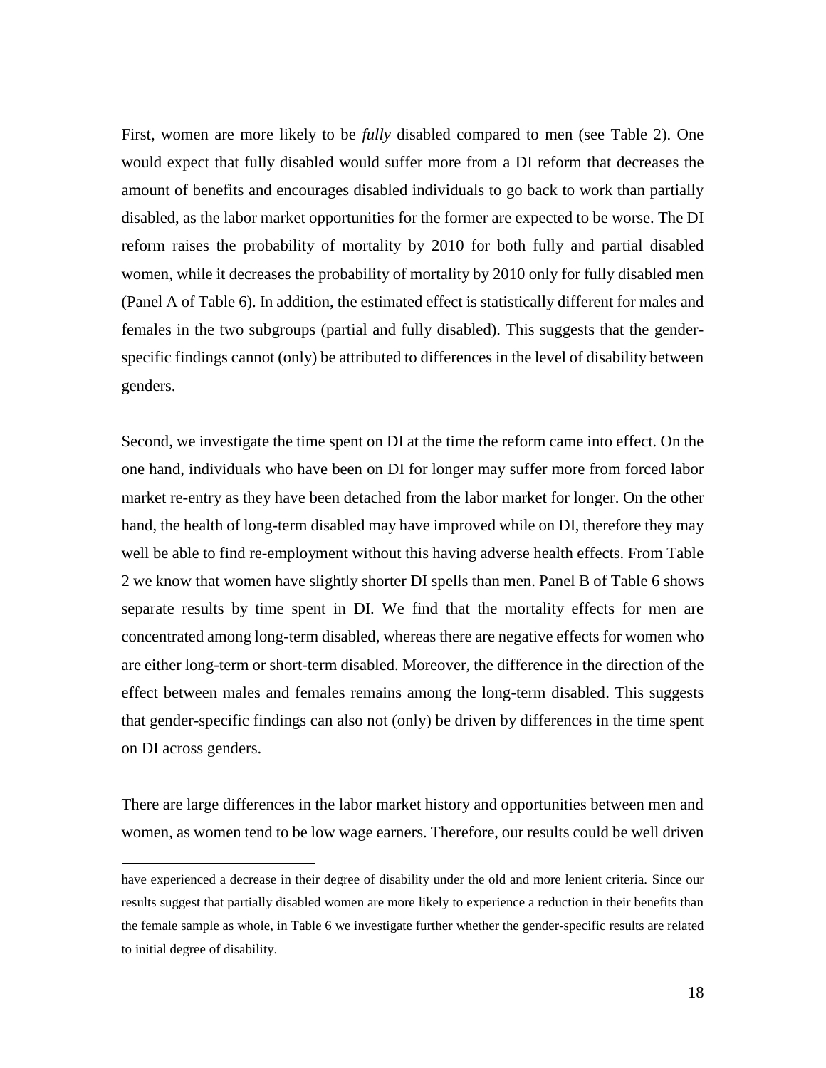First, women are more likely to be *fully* disabled compared to men (see Table 2). One would expect that fully disabled would suffer more from a DI reform that decreases the amount of benefits and encourages disabled individuals to go back to work than partially disabled, as the labor market opportunities for the former are expected to be worse. The DI reform raises the probability of mortality by 2010 for both fully and partial disabled women, while it decreases the probability of mortality by 2010 only for fully disabled men (Panel A of Table 6). In addition, the estimated effect is statistically different for males and females in the two subgroups (partial and fully disabled). This suggests that the gender-specific findings cannot (only) be attributed to differences in the level of disability between genders.

Second, we investigate the time spent on DI at the time the reform came into effect. On the one hand, individuals who have been on DI for longer may suffer more from forced labor market re-entry as they have been detached from the labor market for longer. On the other hand, the health of long-term disabled may have improved while on DI, therefore they may well be able to find re-employment without this having adverse health effects. From Table 2 we know that women have slightly shorter DI spells than men. Panel B of Table 6 shows separate results by time spent in DI. We find that the mortality effects for men are concentrated among long-term disabled, whereas there are negative effects for women who are either long-term or short-term disabled. Moreover, the difference in the direction of the effect between males and females remains among the long-term disabled. This suggests that gender-specific findings can also not (only) be driven by differences in the time spent on DI across genders.

There are large differences in the labor market history and opportunities between men and women, as women tend to be low wage earners. Therefore, our results could be well driven

---

have experienced a decrease in their degree of disability under the old and more lenient criteria. Since our results suggest that partially disabled women are more likely to experience a reduction in their benefits than the female sample as whole, in Table 6 we investigate further whether the gender-specific results are related to initial degree of disability.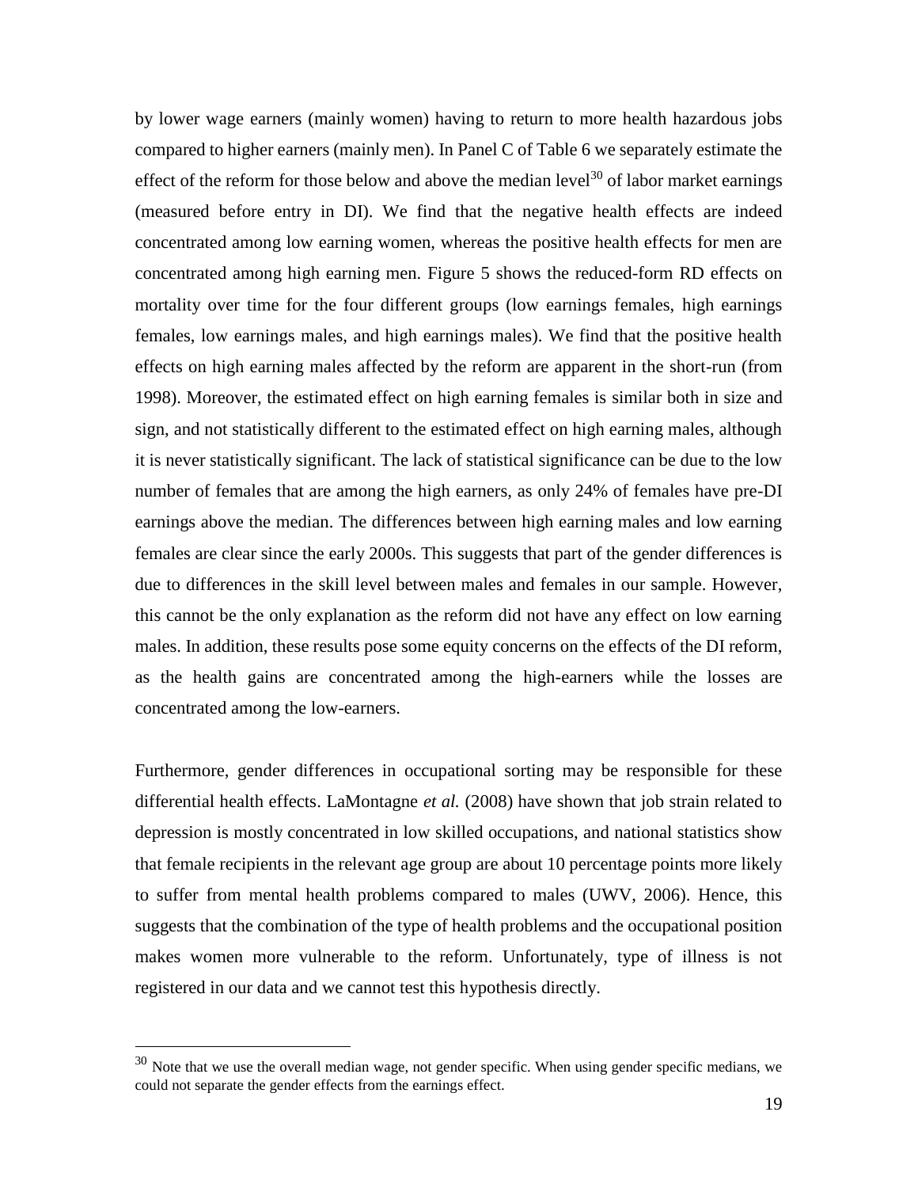by lower wage earners (mainly women) having to return to more health hazardous jobs compared to higher earners (mainly men). In Panel C of Table 6 we separately estimate the effect of the reform for those below and above the median level[30] of labor market earnings (measured before entry in DI). We find that the negative health effects are indeed concentrated among low earning women, whereas the positive health effects for men are concentrated among high earning men. Figure 5 shows the reduced-form RD effects on mortality over time for the four different groups (low earnings females, high earnings females, low earnings males, and high earnings males). We find that the positive health effects on high earning males affected by the reform are apparent in the short-run (from 1998). Moreover, the estimated effect on high earning females is similar both in size and sign, and not statistically different to the estimated effect on high earning males, although it is never statistically significant. The lack of statistical significance can be due to the low number of females that are among the high earners, as only 24% of females have pre-DI earnings above the median. The differences between high earning males and low earning females are clear since the early 2000s. This suggests that part of the gender differences is due to differences in the skill level between males and females in our sample. However, this cannot be the only explanation as the reform did not have any effect on low earning males. In addition, these results pose some equity concerns on the effects of the DI reform, as the health gains are concentrated among the high-earners while the losses are concentrated among the low-earners.

Furthermore, gender differences in occupational sorting may be responsible for these differential health effects. LaMontagne *et al.* (2008) have shown that job strain related to depression is mostly concentrated in low skilled occupations, and national statistics show that female recipients in the relevant age group are about 10 percentage points more likely to suffer from mental health problems compared to males (UWV, 2006). Hence, this suggests that the combination of the type of health problems and the occupational position makes women more vulnerable to the reform. Unfortunately, type of illness is not registered in our data and we cannot test this hypothesis directly.

---

[30] Note that we use the overall median wage, not gender specific. When using gender specific medians, we could not separate the gender effects from the earnings effect.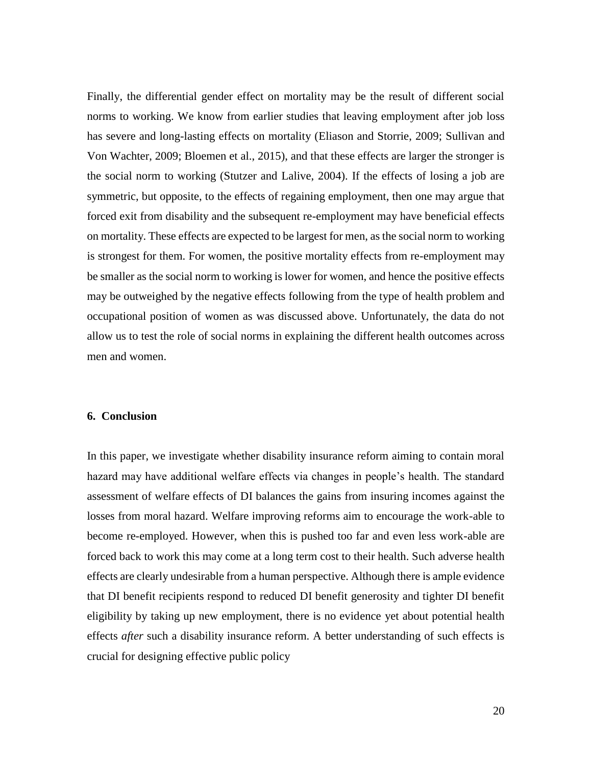Finally, the differential gender effect on mortality may be the result of different social norms to working. We know from earlier studies that leaving employment after job loss has severe and long-lasting effects on mortality (Eliason and Storrie, 2009; Sullivan and Von Wachter, 2009; Bloemen et al., 2015), and that these effects are larger the stronger is the social norm to working (Stutzer and Lalive, 2004). If the effects of losing a job are symmetric, but opposite, to the effects of regaining employment, then one may argue that forced exit from disability and the subsequent re-employment may have beneficial effects on mortality. These effects are expected to be largest for men, as the social norm to working is strongest for them. For women, the positive mortality effects from re-employment may be smaller as the social norm to working is lower for women, and hence the positive effects may be outweighed by the negative effects following from the type of health problem and occupational position of women as was discussed above. Unfortunately, the data do not allow us to test the role of social norms in explaining the different health outcomes across men and women.

## 6. Conclusion

In this paper, we investigate whether disability insurance reform aiming to contain moral hazard may have additional welfare effects via changes in people's health. The standard assessment of welfare effects of DI balances the gains from insuring incomes against the losses from moral hazard. Welfare improving reforms aim to encourage the work-able to become re-employed. However, when this is pushed too far and even less work-able are forced back to work this may come at a long term cost to their health. Such adverse health effects are clearly undesirable from a human perspective. Although there is ample evidence that DI benefit recipients respond to reduced DI benefit generosity and tighter DI benefit eligibility by taking up new employment, there is no evidence yet about potential health effects *after* such a disability insurance reform. A better understanding of such effects is crucial for designing effective public policy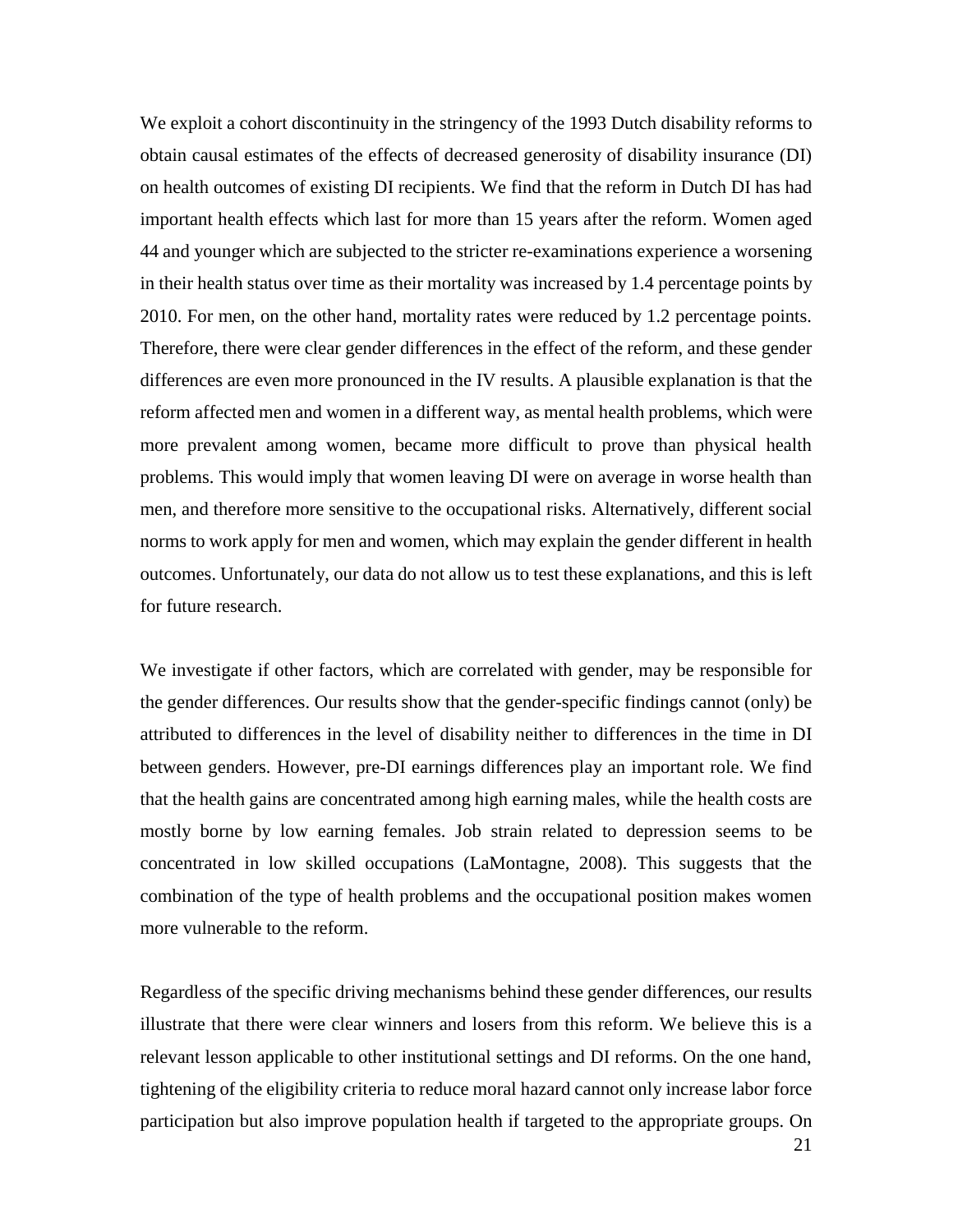We exploit a cohort discontinuity in the stringency of the 1993 Dutch disability reforms to obtain causal estimates of the effects of decreased generosity of disability insurance (DI) on health outcomes of existing DI recipients. We find that the reform in Dutch DI has had important health effects which last for more than 15 years after the reform. Women aged 44 and younger which are subjected to the stricter re-examinations experience a worsening in their health status over time as their mortality was increased by 1.4 percentage points by 2010. For men, on the other hand, mortality rates were reduced by 1.2 percentage points. Therefore, there were clear gender differences in the effect of the reform, and these gender differences are even more pronounced in the IV results. A plausible explanation is that the reform affected men and women in a different way, as mental health problems, which were more prevalent among women, became more difficult to prove than physical health problems. This would imply that women leaving DI were on average in worse health than men, and therefore more sensitive to the occupational risks. Alternatively, different social norms to work apply for men and women, which may explain the gender different in health outcomes. Unfortunately, our data do not allow us to test these explanations, and this is left for future research.

We investigate if other factors, which are correlated with gender, may be responsible for the gender differences. Our results show that the gender-specific findings cannot (only) be attributed to differences in the level of disability neither to differences in the time in DI between genders. However, pre-DI earnings differences play an important role. We find that the health gains are concentrated among high earning males, while the health costs are mostly borne by low earning females. Job strain related to depression seems to be concentrated in low skilled occupations (LaMontagne, 2008). This suggests that the combination of the type of health problems and the occupational position makes women more vulnerable to the reform.

Regardless of the specific driving mechanisms behind these gender differences, our results illustrate that there were clear winners and losers from this reform. We believe this is a relevant lesson applicable to other institutional settings and DI reforms. On the one hand, tightening of the eligibility criteria to reduce moral hazard cannot only increase labor force participation but also improve population health if targeted to the appropriate groups. On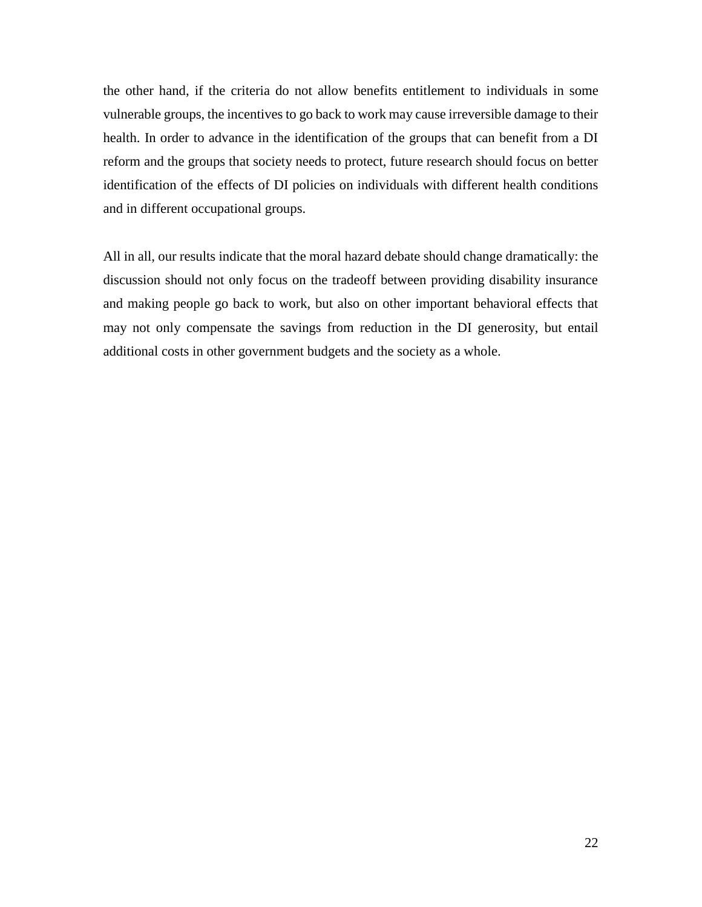the other hand, if the criteria do not allow benefits entitlement to individuals in some vulnerable groups, the incentives to go back to work may cause irreversible damage to their health. In order to advance in the identification of the groups that can benefit from a DI reform and the groups that society needs to protect, future research should focus on better identification of the effects of DI policies on individuals with different health conditions and in different occupational groups.

All in all, our results indicate that the moral hazard debate should change dramatically: the discussion should not only focus on the tradeoff between providing disability insurance and making people go back to work, but also on other important behavioral effects that may not only compensate the savings from reduction in the DI generosity, but entail additional costs in other government budgets and the society as a whole.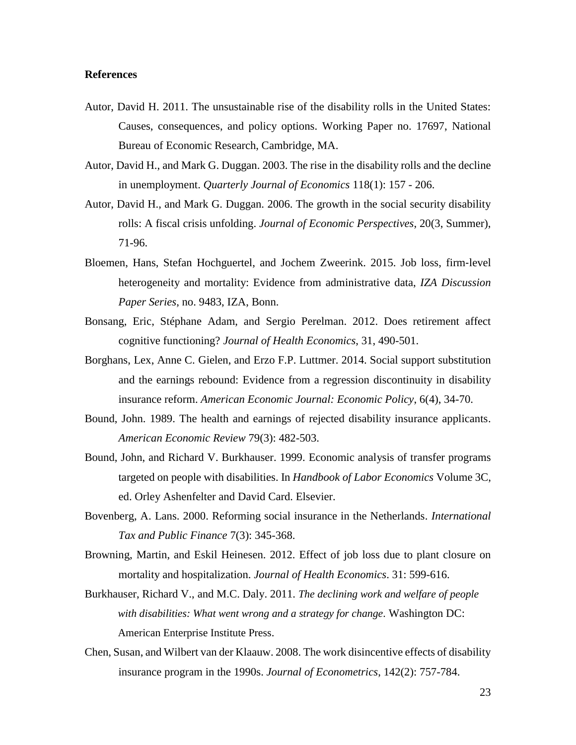**References**

Autor, David H. 2011. The unsustainable rise of the disability rolls in the United States: Causes, consequences, and policy options. Working Paper no. 17697, National Bureau of Economic Research, Cambridge, MA.

Autor, David H., and Mark G. Duggan. 2003. The rise in the disability rolls and the decline in unemployment. *Quarterly Journal of Economics* 118(1): 157 - 206.

Autor, David H., and Mark G. Duggan. 2006. The growth in the social security disability rolls: A fiscal crisis unfolding. *Journal of Economic Perspectives*, 20(3, Summer), 71-96.

Bloemen, Hans, Stefan Hochguertel, and Jochem Zweerink. 2015. Job loss, firm-level heterogeneity and mortality: Evidence from administrative data, *IZA Discussion Paper Series*, no. 9483, IZA, Bonn.

Bonsang, Eric, Stéphane Adam, and Sergio Perelman. 2012. Does retirement affect cognitive functioning? *Journal of Health Economics*, 31, 490-501.

Borghans, Lex, Anne C. Gielen, and Erzo F.P. Luttmer. 2014. Social support substitution and the earnings rebound: Evidence from a regression discontinuity in disability insurance reform. *American Economic Journal: Economic Policy*, 6(4), 34-70.

Bound, John. 1989. The health and earnings of rejected disability insurance applicants. *American Economic Review* 79(3): 482-503.

Bound, John, and Richard V. Burkhauser. 1999. Economic analysis of transfer programs targeted on people with disabilities. In *Handbook of Labor Economics* Volume 3C, ed. Orley Ashenfelter and David Card. Elsevier.

Bovenberg, A. Lans. 2000. Reforming social insurance in the Netherlands. *International Tax and Public Finance* 7(3): 345-368.

Browning, Martin, and Eskil Heinesen. 2012. Effect of job loss due to plant closure on mortality and hospitalization. *Journal of Health Economics*. 31: 599-616.

Burkhauser, Richard V., and M.C. Daly. 2011. *The declining work and welfare of people with disabilities: What went wrong and a strategy for change*. Washington DC: American Enterprise Institute Press.

Chen, Susan, and Wilbert van der Klaauw. 2008. The work disincentive effects of disability insurance program in the 1990s. *Journal of Econometrics*, 142(2): 757-784.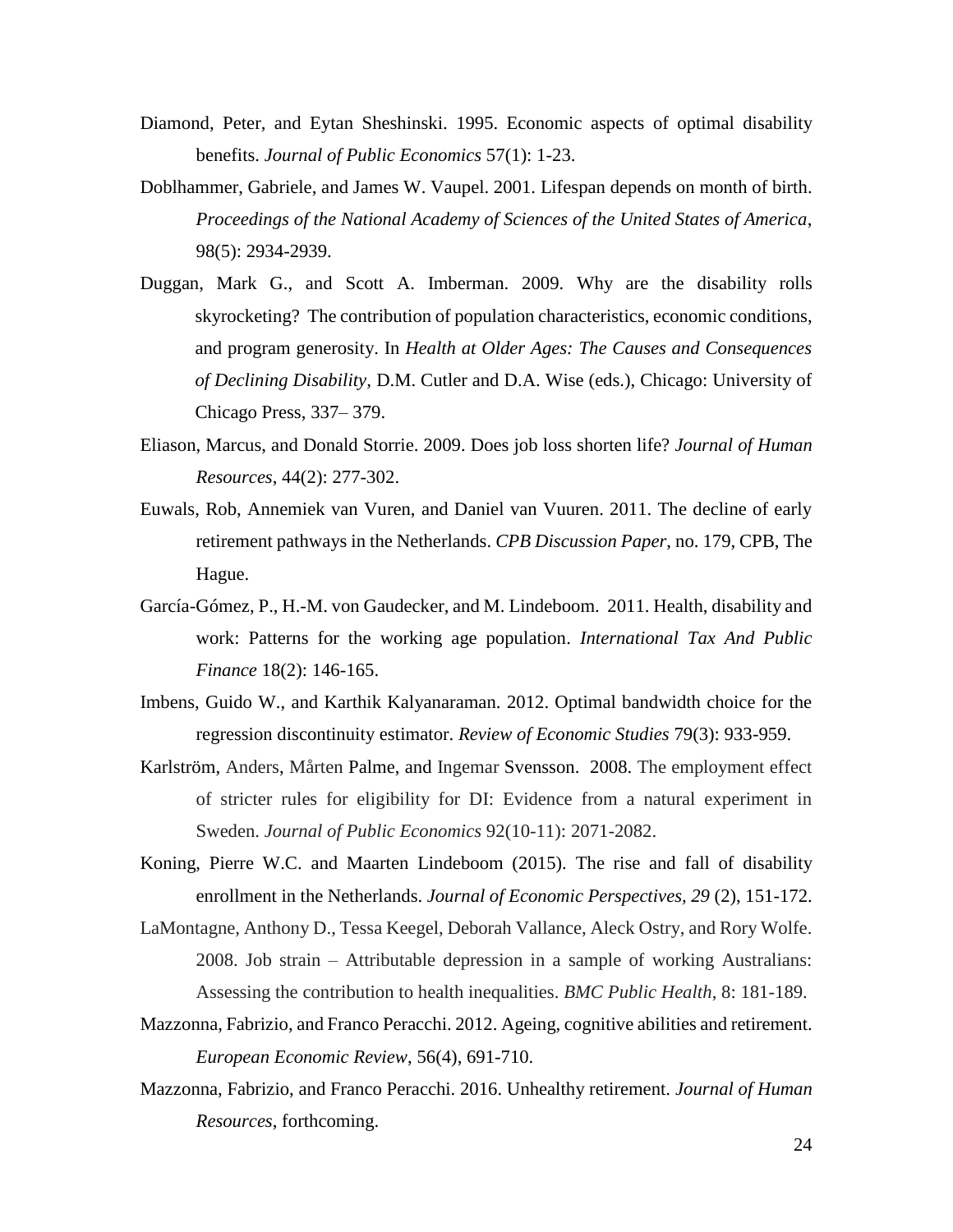Diamond, Peter, and Eytan Sheshinski. 1995. Economic aspects of optimal disability benefits. *Journal of Public Economics* 57(1): 1-23.

Doblhammer, Gabriele, and James W. Vaupel. 2001. Lifespan depends on month of birth. *Proceedings of the National Academy of Sciences of the United States of America*, 98(5): 2934-2939.

Duggan, Mark G., and Scott A. Imberman. 2009. Why are the disability rolls skyrocketing? The contribution of population characteristics, economic conditions, and program generosity. In *Health at Older Ages: The Causes and Consequences of Declining Disability*, D.M. Cutler and D.A. Wise (eds.), Chicago: University of Chicago Press, 337– 379.

Eliason, Marcus, and Donald Storrie. 2009. Does job loss shorten life? *Journal of Human Resources*, 44(2): 277-302.

Euwals, Rob, Annemiek van Vuren, and Daniel van Vuuren. 2011. The decline of early retirement pathways in the Netherlands. *CPB Discussion Paper*, no. 179, CPB, The Hague.

García-Gómez, P., H.-M. von Gaudecker, and M. Lindeboom. 2011. Health, disability and work: Patterns for the working age population. *International Tax And Public Finance* 18(2): 146-165.

Imbens, Guido W., and Karthik Kalyanaraman. 2012. Optimal bandwidth choice for the regression discontinuity estimator. *Review of Economic Studies* 79(3): 933-959.

Karlström, Anders, Mårten Palme, and Ingemar Svensson. 2008. The employment effect of stricter rules for eligibility for DI: Evidence from a natural experiment in Sweden. *Journal of Public Economics* 92(10-11): 2071-2082.

Koning, Pierre W.C. and Maarten Lindeboom (2015). The rise and fall of disability enrollment in the Netherlands. *Journal of Economic Perspectives, 29* (2), 151-172.

LaMontagne, Anthony D., Tessa Keegel, Deborah Vallance, Aleck Ostry, and Rory Wolfe. 2008. Job strain – Attributable depression in a sample of working Australians: Assessing the contribution to health inequalities. *BMC Public Health*, 8: 181-189.

Mazzonna, Fabrizio, and Franco Peracchi. 2012. Ageing, cognitive abilities and retirement. *European Economic Review*, 56(4), 691-710.

Mazzonna, Fabrizio, and Franco Peracchi. 2016. Unhealthy retirement. *Journal of Human Resources*, forthcoming.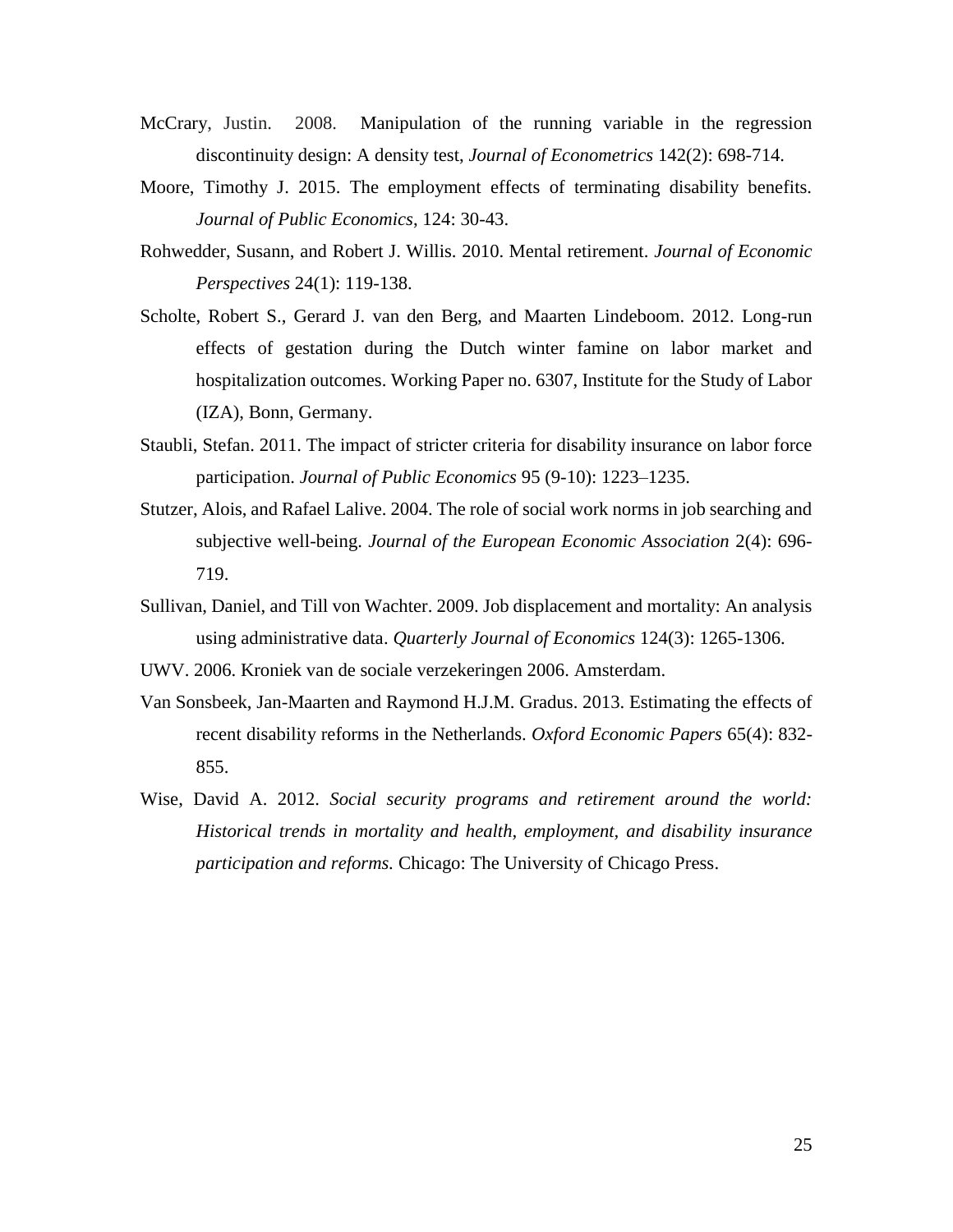McCrary, Justin. 2008. Manipulation of the running variable in the regression discontinuity design: A density test, *Journal of Econometrics* 142(2): 698-714.

Moore, Timothy J. 2015. The employment effects of terminating disability benefits. *Journal of Public Economics*, 124: 30-43.

Rohwedder, Susann, and Robert J. Willis. 2010. Mental retirement. *Journal of Economic Perspectives* 24(1): 119-138.

Scholte, Robert S., Gerard J. van den Berg, and Maarten Lindeboom. 2012. Long-run effects of gestation during the Dutch winter famine on labor market and hospitalization outcomes. Working Paper no. 6307, Institute for the Study of Labor (IZA), Bonn, Germany.

Staubli, Stefan. 2011. The impact of stricter criteria for disability insurance on labor force participation. *Journal of Public Economics* 95 (9-10): 1223–1235.

Stutzer, Alois, and Rafael Lalive. 2004. The role of social work norms in job searching and subjective well-being. *Journal of the European Economic Association* 2(4): 696-719.

Sullivan, Daniel, and Till von Wachter. 2009. Job displacement and mortality: An analysis using administrative data. *Quarterly Journal of Economics* 124(3): 1265-1306.

UWV. 2006. Kroniek van de sociale verzekeringen 2006. Amsterdam.

Van Sonsbeek, Jan-Maarten and Raymond H.J.M. Gradus. 2013. Estimating the effects of recent disability reforms in the Netherlands. *Oxford Economic Papers* 65(4): 832-855.

Wise, David A. 2012. *Social security programs and retirement around the world: Historical trends in mortality and health, employment, and disability insurance participation and reforms.* Chicago: The University of Chicago Press.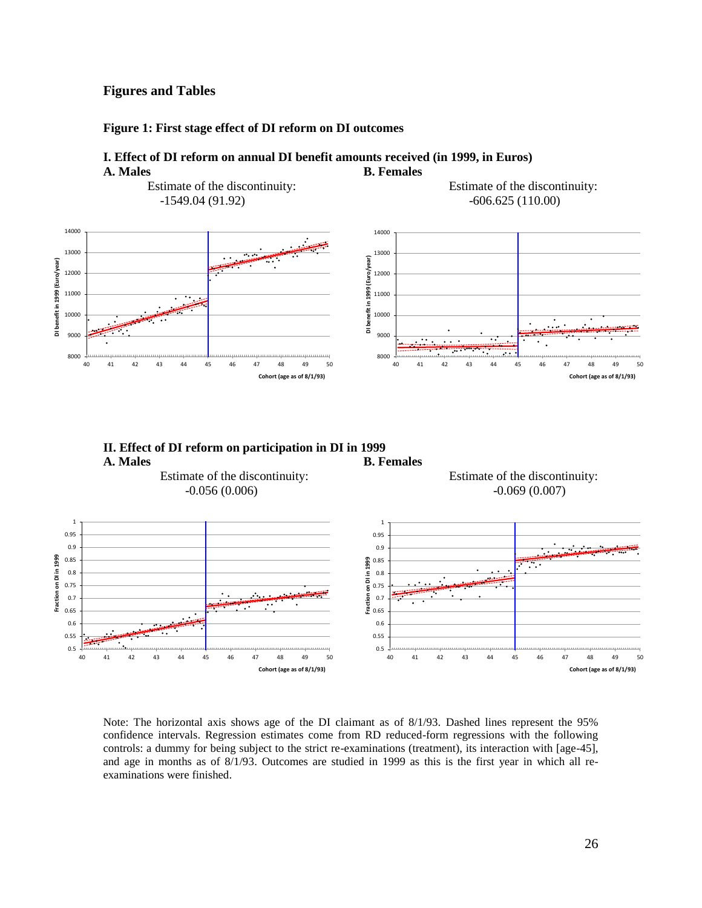## Figures and Tables

### Figure 1: First stage effect of DI reform on DI outcomes

**I. Effect of DI reform on annual DI benefit amounts received (in 1999, in Euros)**

**A. Males**

Estimate of the discontinuity: -1549.04 (91.92)

**B. Females**

Estimate of the discontinuity: -606.625 (110.00)

**II. Effect of DI reform on participation in DI in 1999**

**A. Males**

Estimate of the discontinuity: -0.056 (0.006)

**B. Females**

Estimate of the discontinuity: -0.069 (0.007)

Note: The horizontal axis shows age of the DI claimant as of 8/1/93. Dashed lines represent the 95% confidence intervals. Regression estimates come from RD reduced-form regressions with the following controls: a dummy for being subject to the strict re-examinations (treatment), its interaction with [age-45], and age in months as of 8/1/93. Outcomes are studied in 1999 as this is the first year in which all re-examinations were finished.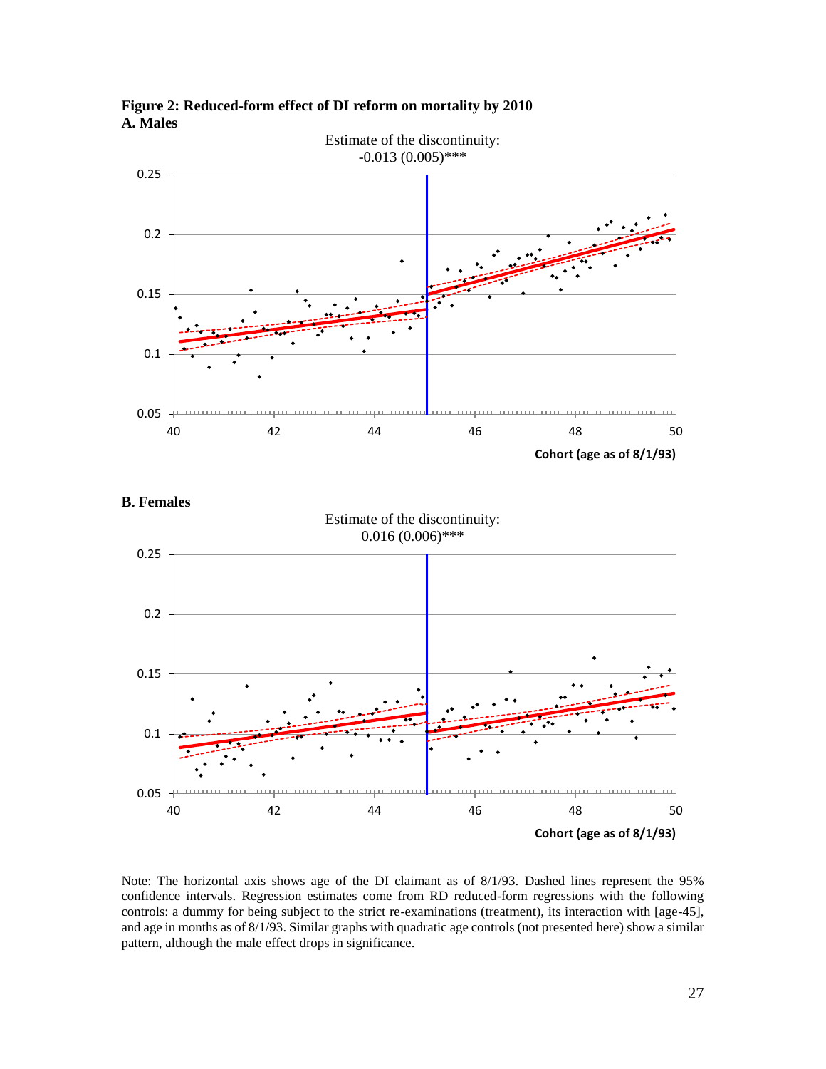**Figure 2: Reduced-form effect of DI reform on mortality by 2010**

**A. Males**

Estimate of the discontinuity:
-0.013 (0.005)***

Cohort (age as of 8/1/93)

**B. Females**

Estimate of the discontinuity:
0.016 (0.006)***

Cohort (age as of 8/1/93)

Note: The horizontal axis shows age of the DI claimant as of 8/1/93. Dashed lines represent the 95% confidence intervals. Regression estimates come from RD reduced-form regressions with the following controls: a dummy for being subject to the strict re-examinations (treatment), its interaction with [age-45], and age in months as of 8/1/93. Similar graphs with quadratic age controls (not presented here) show a similar pattern, although the male effect drops in significance.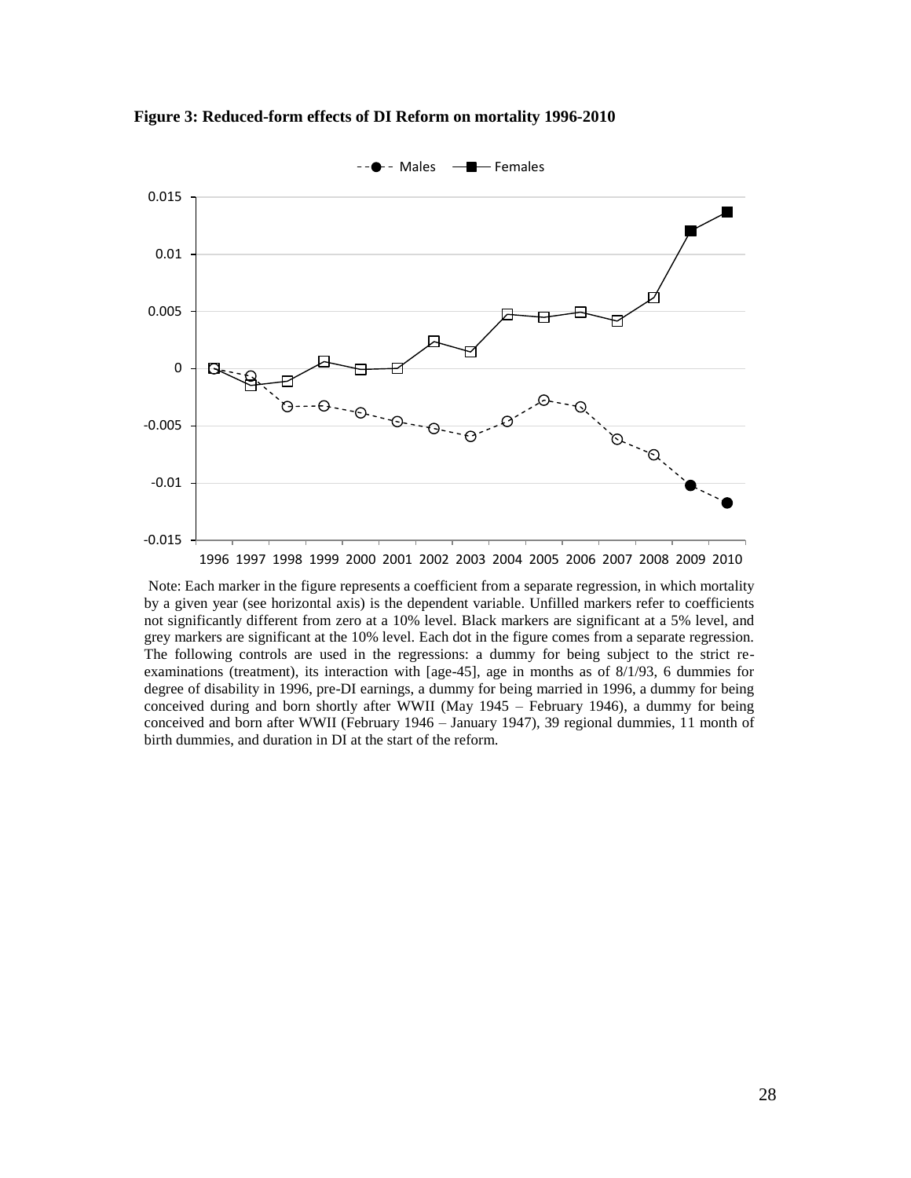**Figure 3: Reduced-form effects of DI Reform on mortality 1996-2010**

Note: Each marker in the figure represents a coefficient from a separate regression, in which mortality by a given year (see horizontal axis) is the dependent variable. Unfilled markers refer to coefficients not significantly different from zero at a 10% level. Black markers are significant at a 5% level, and grey markers are significant at the 10% level. Each dot in the figure comes from a separate regression. The following controls are used in the regressions: a dummy for being subject to the strict re-examinations (treatment), its interaction with [age-45], age in months as of 8/1/93, 6 dummies for degree of disability in 1996, pre-DI earnings, a dummy for being married in 1996, a dummy for being conceived during and born shortly after WWII (May 1945 – February 1946), a dummy for being conceived and born after WWII (February 1946 – January 1947), 39 regional dummies, 11 month of birth dummies, and duration in DI at the start of the reform.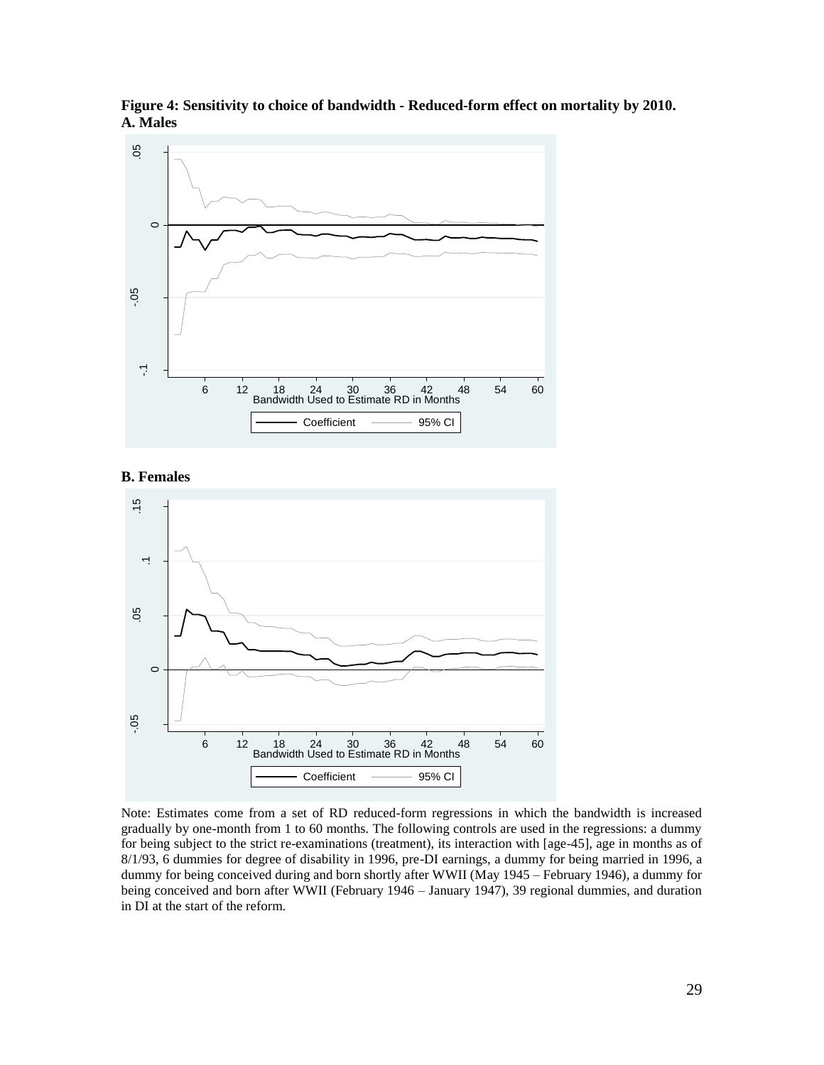**Figure 4: Sensitivity to choice of bandwidth - Reduced-form effect on mortality by 2010.**
**A. Males**

**B. Females**

Note: Estimates come from a set of RD reduced-form regressions in which the bandwidth is increased gradually by one-month from 1 to 60 months. The following controls are used in the regressions: a dummy for being subject to the strict re-examinations (treatment), its interaction with [age-45], age in months as of 8/1/93, 6 dummies for degree of disability in 1996, pre-DI earnings, a dummy for being married in 1996, a dummy for being conceived during and born shortly after WWII (May 1945 – February 1946), a dummy for being conceived and born after WWII (February 1946 – January 1947), 39 regional dummies, and duration in DI at the start of the reform.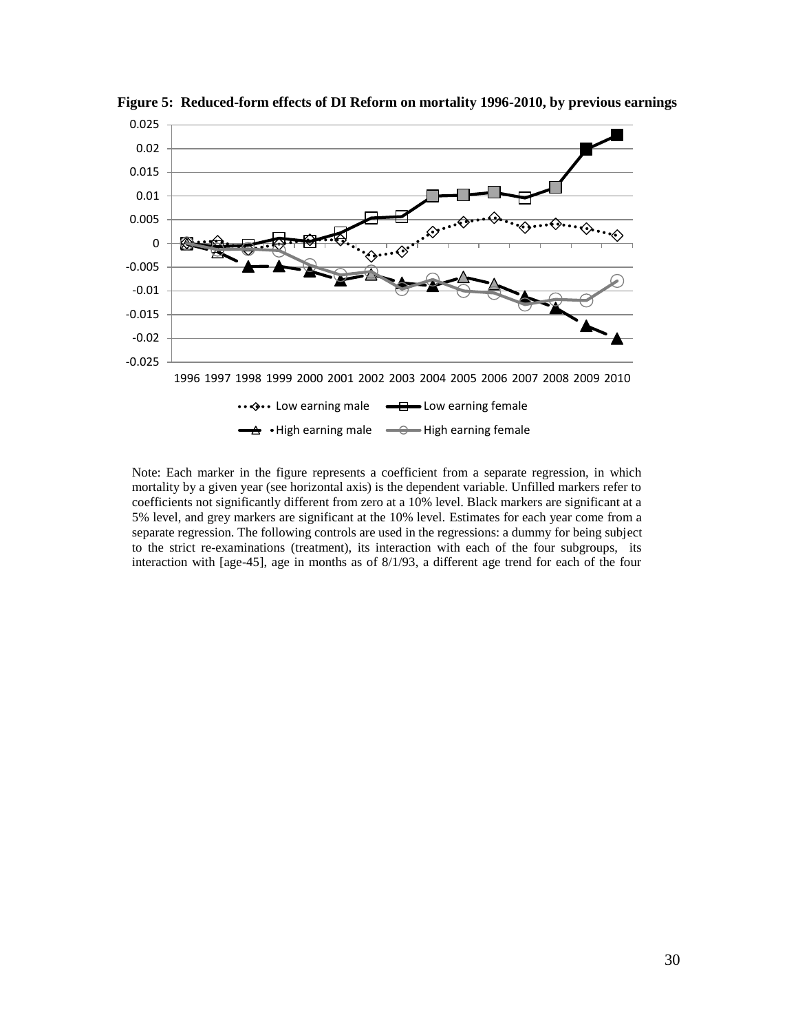**Figure 5: Reduced-form effects of DI Reform on mortality 1996-2010, by previous earnings**

Note: Each marker in the figure represents a coefficient from a separate regression, in which mortality by a given year (see horizontal axis) is the dependent variable. Unfilled markers refer to coefficients not significantly different from zero at a 10% level. Black markers are significant at a 5% level, and grey markers are significant at the 10% level. Estimates for each year come from a separate regression. The following controls are used in the regressions: a dummy for being subject to the strict re-examinations (treatment), its interaction with each of the four subgroups, its interaction with [age-45], age in months as of 8/1/93, a different age trend for each of the four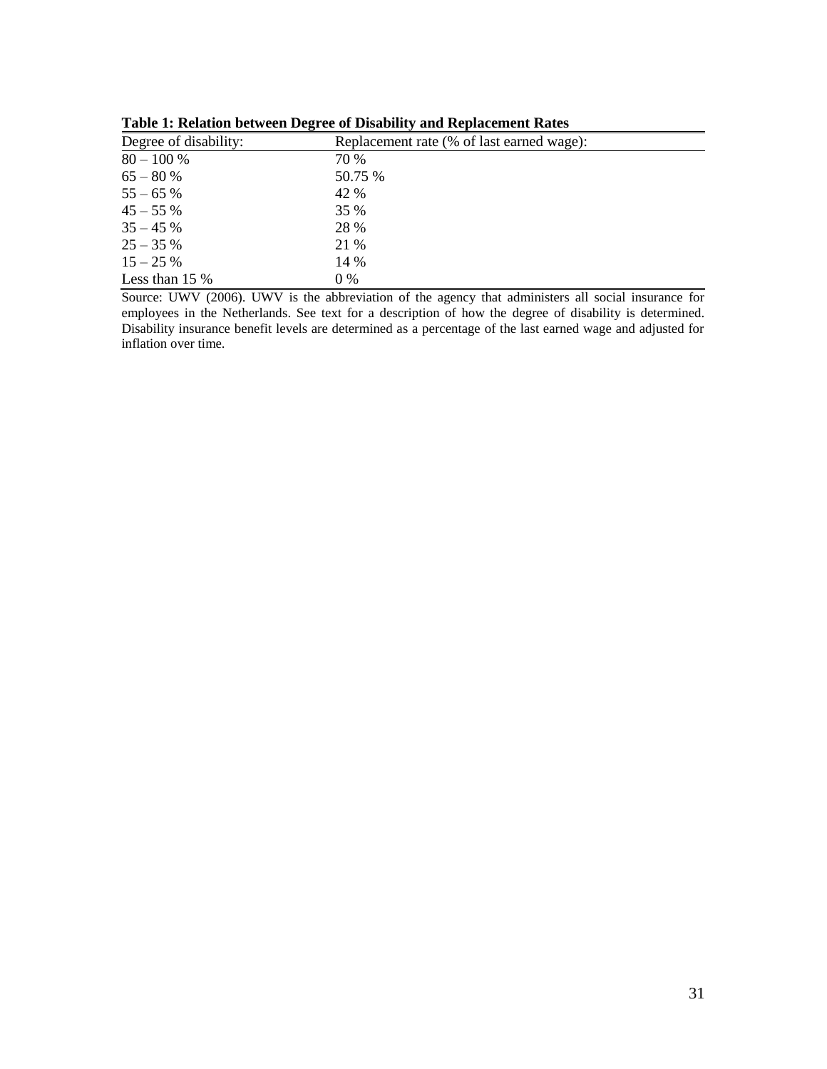**Table 1: Relation between Degree of Disability and Replacement Rates**

| Degree of disability: | Replacement rate (% of last earned wage): |
|---|---|
| 80 – 100 % | 70 % |
| 65 – 80 % | 50.75 % |
| 55 – 65 % | 42 % |
| 45 – 55 % | 35 % |
| 35 – 45 % | 28 % |
| 25 – 35 % | 21 % |
| 15 – 25 % | 14 % |
| Less than 15 % | 0 % |

Source: UWV (2006). UWV is the abbreviation of the agency that administers all social insurance for employees in the Netherlands. See text for a description of how the degree of disability is determined. Disability insurance benefit levels are determined as a percentage of the last earned wage and adjusted for inflation over time.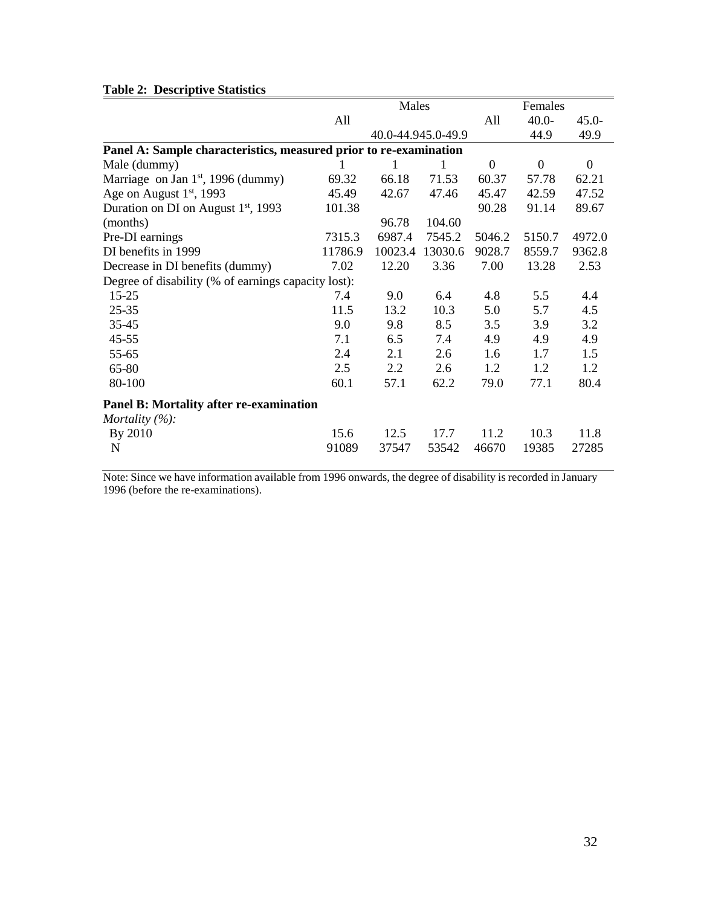**Table 2: Descriptive Statistics**

| | Males | | | Females | | |
|---|---|---|---|---|---|---|
| | All | 40.0-44.9 | 45.0-49.9 | All | 40.0-44.9 | 45.0-49.9 |
| **Panel A: Sample characteristics, measured prior to re-examination** | | | | | | |
| Male (dummy) | 1 | 1 | 1 | 0 | 0 | 0 |
| Marriage on Jan 1st, 1996 (dummy) | 69.32 | 66.18 | 71.53 | 60.37 | 57.78 | 62.21 |
| Age on August 1st, 1993 | 45.49 | 42.67 | 47.46 | 45.47 | 42.59 | 47.52 |
| Duration on DI on August 1st, 1993 (months) | 101.38 | 96.78 | 104.60 | 90.28 | 91.14 | 89.67 |
| Pre-DI earnings | 7315.3 | 6987.4 | 7545.2 | 5046.2 | 5150.7 | 4972.0 |
| DI benefits in 1999 | 11786.9 | 10023.4 | 13030.6 | 9028.7 | 8559.7 | 9362.8 |
| Decrease in DI benefits (dummy) | 7.02 | 12.20 | 3.36 | 7.00 | 13.28 | 2.53 |
| Degree of disability (% of earnings capacity lost): | | | | | | |
| 15-25 | 7.4 | 9.0 | 6.4 | 4.8 | 5.5 | 4.4 |
| 25-35 | 11.5 | 13.2 | 10.3 | 5.0 | 5.7 | 4.5 |
| 35-45 | 9.0 | 9.8 | 8.5 | 3.5 | 3.9 | 3.2 |
| 45-55 | 7.1 | 6.5 | 7.4 | 4.9 | 4.9 | 4.9 |
| 55-65 | 2.4 | 2.1 | 2.6 | 1.6 | 1.7 | 1.5 |
| 65-80 | 2.5 | 2.2 | 2.6 | 1.2 | 1.2 | 1.2 |
| 80-100 | 60.1 | 57.1 | 62.2 | 79.0 | 77.1 | 80.4 |
| **Panel B: Mortality after re-examination** | | | | | | |
| *Mortality (%):* | | | | | | |
| By 2010 | 15.6 | 12.5 | 17.7 | 11.2 | 10.3 | 11.8 |
| N | 91089 | 37547 | 53542 | 46670 | 19385 | 27285 |

Note: Since we have information available from 1996 onwards, the degree of disability is recorded in January 1996 (before the re-examinations).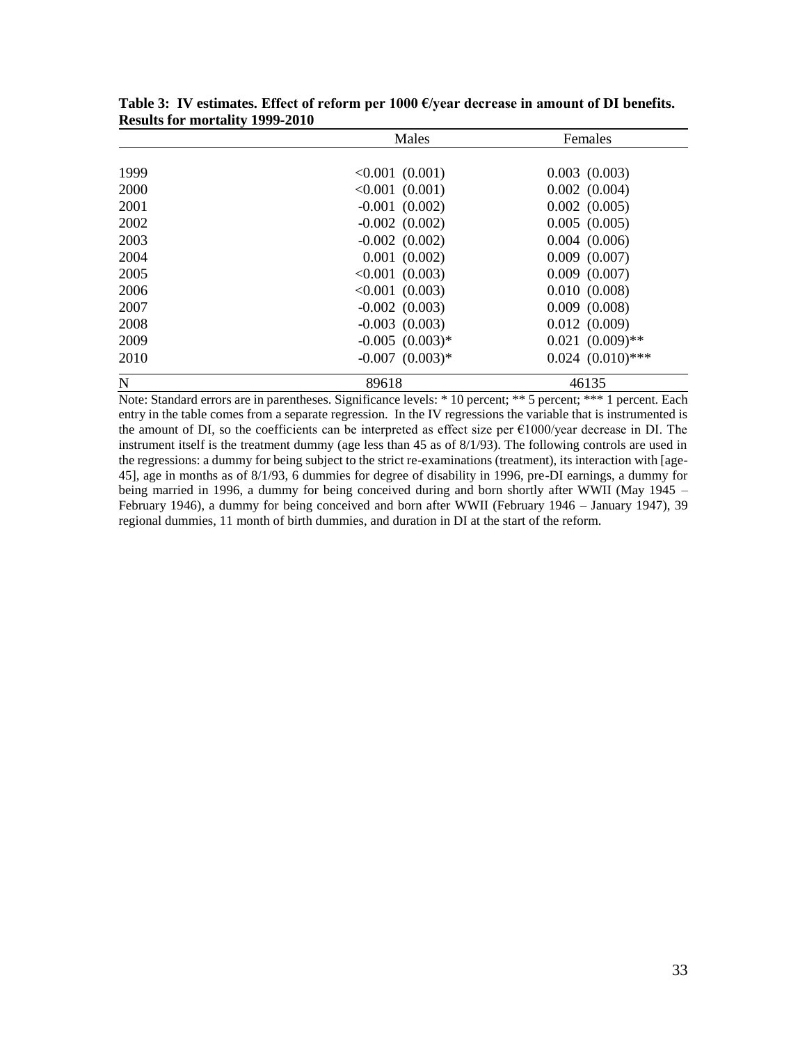**Table 3: IV estimates. Effect of reform per 1000 €/year decrease in amount of DI benefits. Results for mortality 1999-2010**

| | Males | Females |
|---|---|---|
| 1999 | <0.001 (0.001) | 0.003 (0.003) |
| 2000 | <0.001 (0.001) | 0.002 (0.004) |
| 2001 | -0.001 (0.002) | 0.002 (0.005) |
| 2002 | -0.002 (0.002) | 0.005 (0.005) |
| 2003 | -0.002 (0.002) | 0.004 (0.006) |
| 2004 | 0.001 (0.002) | 0.009 (0.007) |
| 2005 | <0.001 (0.003) | 0.009 (0.007) |
| 2006 | <0.001 (0.003) | 0.010 (0.008) |
| 2007 | -0.002 (0.003) | 0.009 (0.008) |
| 2008 | -0.003 (0.003) | 0.012 (0.009) |
| 2009 | -0.005 (0.003)* | 0.021 (0.009)** |
| 2010 | -0.007 (0.003)* | 0.024 (0.010)*** |
| N | 89618 | 46135 |

Note: Standard errors are in parentheses. Significance levels: * 10 percent; ** 5 percent; *** 1 percent. Each entry in the table comes from a separate regression. In the IV regressions the variable that is instrumented is the amount of DI, so the coefficients can be interpreted as effect size per €1000/year decrease in DI. The instrument itself is the treatment dummy (age less than 45 as of 8/1/93). The following controls are used in the regressions: a dummy for being subject to the strict re-examinations (treatment), its interaction with [age-45], age in months as of 8/1/93, 6 dummies for degree of disability in 1996, pre-DI earnings, a dummy for being married in 1996, a dummy for being conceived during and born shortly after WWII (May 1945 – February 1946), a dummy for being conceived and born after WWII (February 1946 – January 1947), 39 regional dummies, 11 month of birth dummies, and duration in DI at the start of the reform.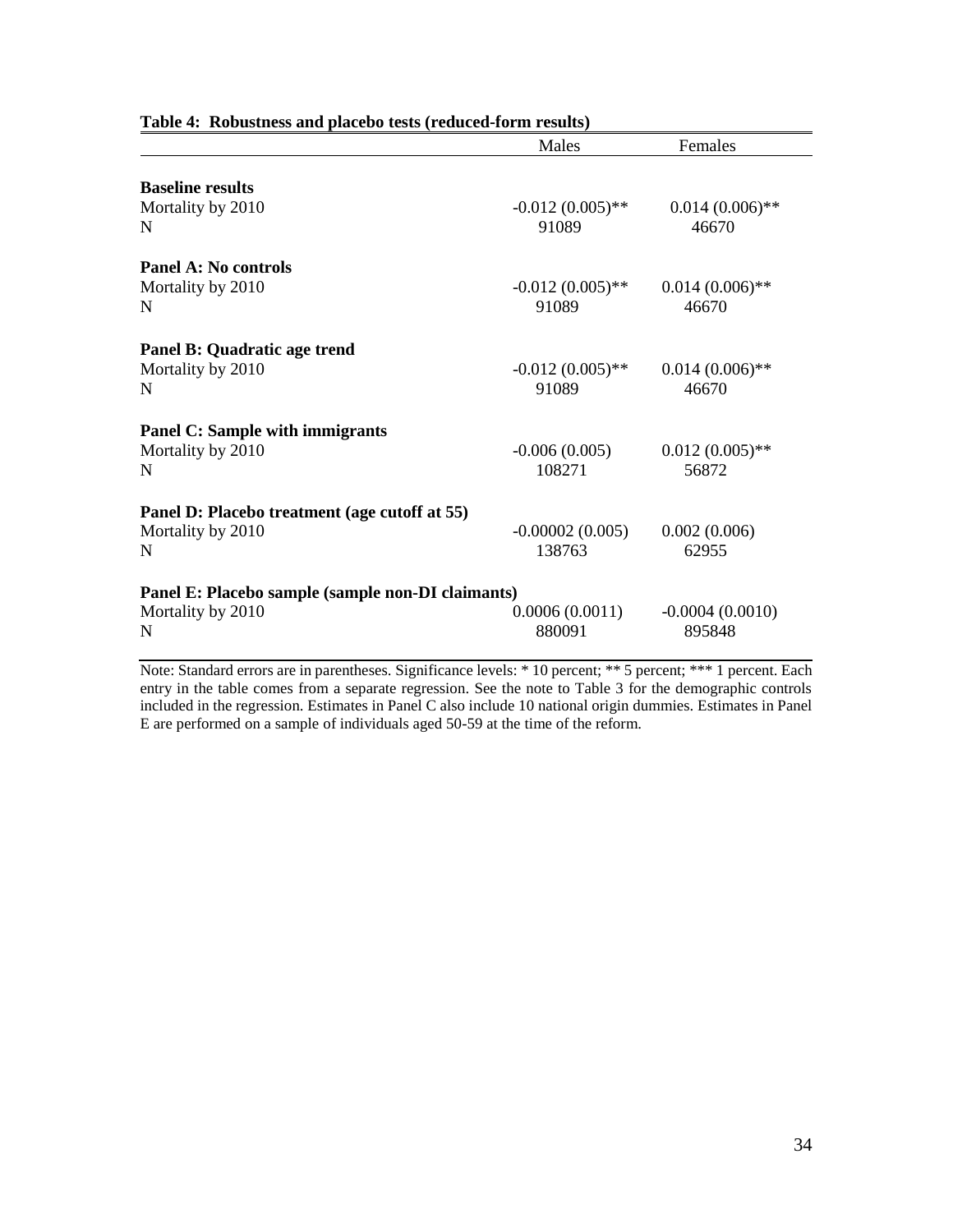**Table 4: Robustness and placebo tests (reduced-form results)**

| | Males | Females |
|---|---|---|
| **Baseline results** | | |
| Mortality by 2010 | -0.012 (0.005)** | 0.014 (0.006)** |
| N | 91089 | 46670 |
| **Panel A: No controls** | | |
| Mortality by 2010 | -0.012 (0.005)** | 0.014 (0.006)** |
| N | 91089 | 46670 |
| **Panel B: Quadratic age trend** | | |
| Mortality by 2010 | -0.012 (0.005)** | 0.014 (0.006)** |
| N | 91089 | 46670 |
| **Panel C: Sample with immigrants** | | |
| Mortality by 2010 | -0.006 (0.005) | 0.012 (0.005)** |
| N | 108271 | 56872 |
| **Panel D: Placebo treatment (age cutoff at 55)** | | |
| Mortality by 2010 | -0.00002 (0.005) | 0.002 (0.006) |
| N | 138763 | 62955 |
| **Panel E: Placebo sample (sample non-DI claimants)** | | |
| Mortality by 2010 | 0.0006 (0.0011) | -0.0004 (0.0010) |
| N | 880091 | 895848 |

Note: Standard errors are in parentheses. Significance levels: * 10 percent; ** 5 percent; *** 1 percent. Each entry in the table comes from a separate regression. See the note to Table 3 for the demographic controls included in the regression. Estimates in Panel C also include 10 national origin dummies. Estimates in Panel E are performed on a sample of individuals aged 50-59 at the time of the reform.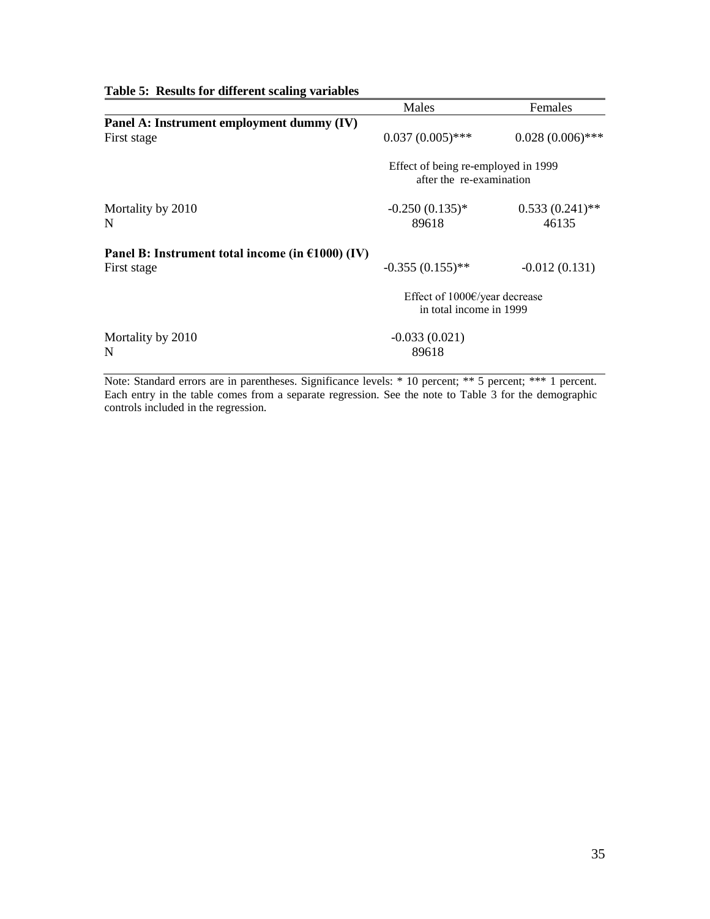**Table 5: Results for different scaling variables**

| | Males | Females |
|---|---|---|
| **Panel A: Instrument employment dummy (IV)** | | |
| First stage | 0.037 (0.005)*** | 0.028 (0.006)*** |
| | Effect of being re-employed in 1999 after the re-examination | |
| Mortality by 2010 | -0.250 (0.135)* | 0.533 (0.241)** |
| N | 89618 | 46135 |
| **Panel B: Instrument total income (in €1000) (IV)** | | |
| First stage | -0.355 (0.155)** | -0.012 (0.131) |
| | Effect of 1000€/year decrease in total income in 1999 | |
| Mortality by 2010 | -0.033 (0.021) | |
| N | 89618 | |

Note: Standard errors are in parentheses. Significance levels: * 10 percent; ** 5 percent; *** 1 percent. Each entry in the table comes from a separate regression. See the note to Table 3 for the demographic controls included in the regression.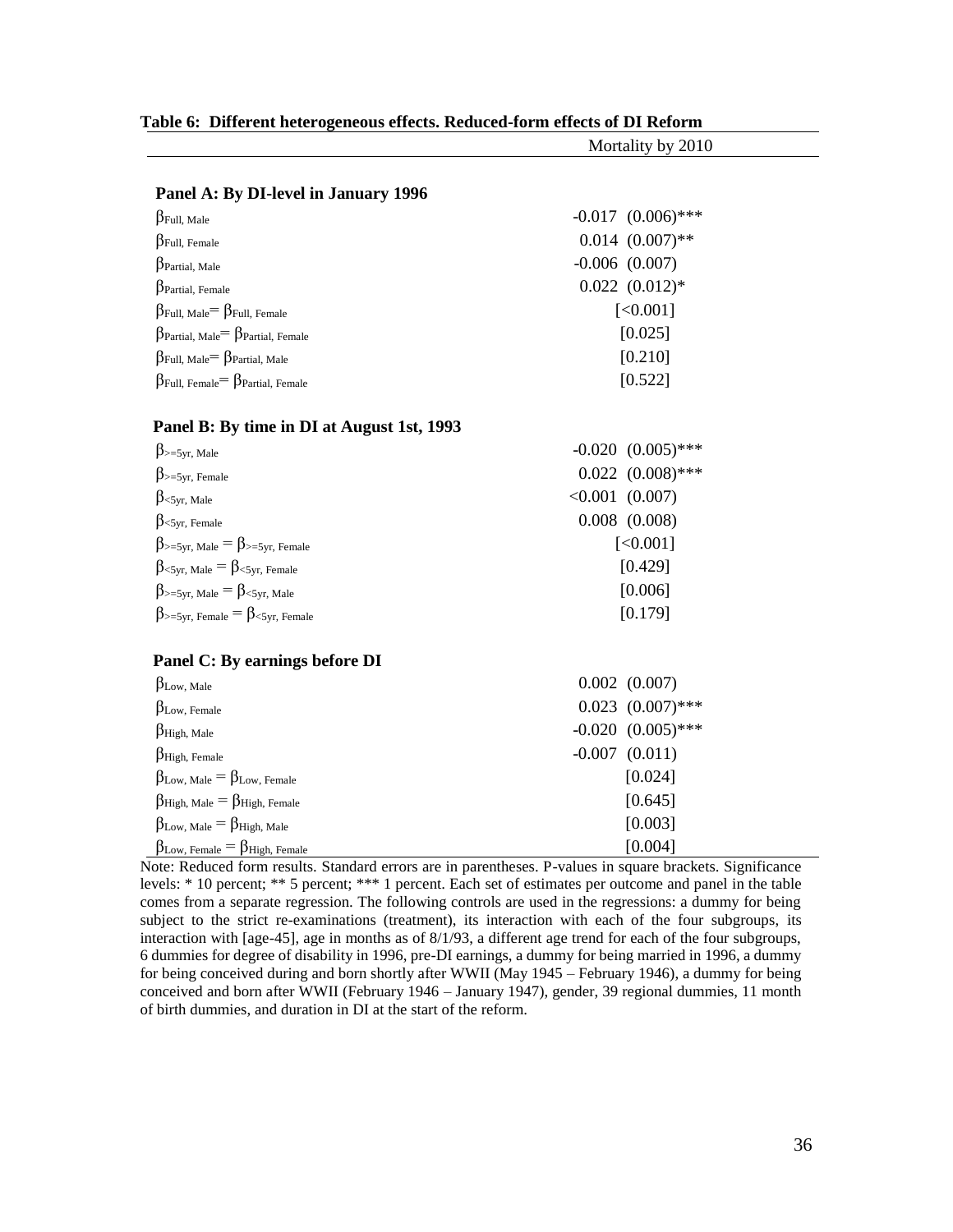**Table 6: Different heterogeneous effects. Reduced-form effects of DI Reform**

| | Mortality by 2010 |
|---|---|
| **Panel A: By DI-level in January 1996** | |
| $\beta_{\text{Full, Male}}$ | -0.017 (0.006)*** |
| $\beta_{\text{Full, Female}}$ | 0.014 (0.007)** |
| $\beta_{\text{Partial, Male}}$ | -0.006 (0.007) |
| $\beta_{\text{Partial, Female}}$ | 0.022 (0.012)* |
| $\beta_{\text{Full, Male}} = \beta_{\text{Full, Female}}$ | [<0.001] |
| $\beta_{\text{Partial, Male}} = \beta_{\text{Partial, Female}}$ | [0.025] |
| $\beta_{\text{Full, Male}} = \beta_{\text{Partial, Male}}$ | [0.210] |
| $\beta_{\text{Full, Female}} = \beta_{\text{Partial, Female}}$ | [0.522] |
| **Panel B: By time in DI at August 1st, 1993** | |
| $\beta_{\text{>=5yr, Male}}$ | -0.020 (0.005)*** |
| $\beta_{\text{>=5yr, Female}}$ | 0.022 (0.008)*** |
| $\beta_{\text{<5yr, Male}}$ | <0.001 (0.007) |
| $\beta_{\text{<5yr, Female}}$ | 0.008 (0.008) |
| $\beta_{\text{>=5yr, Male}} = \beta_{\text{>=5yr, Female}}$ | [<0.001] |
| $\beta_{\text{<5yr, Male}} = \beta_{\text{<5yr, Female}}$ | [0.429] |
| $\beta_{\text{>=5yr, Male}} = \beta_{\text{<5yr, Male}}$ | [0.006] |
| $\beta_{\text{>=5yr, Female}} = \beta_{\text{<5yr, Female}}$ | [0.179] |
| **Panel C: By earnings before DI** | |
| $\beta_{\text{Low, Male}}$ | 0.002 (0.007) |
| $\beta_{\text{Low, Female}}$ | 0.023 (0.007)*** |
| $\beta_{\text{High, Male}}$ | -0.020 (0.005)*** |
| $\beta_{\text{High, Female}}$ | -0.007 (0.011) |
| $\beta_{\text{Low, Male}} = \beta_{\text{Low, Female}}$ | [0.024] |
| $\beta_{\text{High, Male}} = \beta_{\text{High, Female}}$ | [0.645] |
| $\beta_{\text{Low, Male}} = \beta_{\text{High, Male}}$ | [0.003] |
| $\beta_{\text{Low, Female}} = \beta_{\text{High, Female}}$ | [0.004] |

Note: Reduced form results. Standard errors are in parentheses. P-values in square brackets. Significance levels: * 10 percent; ** 5 percent; *** 1 percent. Each set of estimates per outcome and panel in the table comes from a separate regression. The following controls are used in the regressions: a dummy for being subject to the strict re-examinations (treatment), its interaction with each of the four subgroups, its interaction with [age-45], age in months as of 8/1/93, a different age trend for each of the four subgroups, 6 dummies for degree of disability in 1996, pre-DI earnings, a dummy for being married in 1996, a dummy for being conceived during and born shortly after WWII (May 1945 – February 1946), a dummy for being conceived and born after WWII (February 1946 – January 1947), gender, 39 regional dummies, 11 month of birth dummies, and duration in DI at the start of the reform.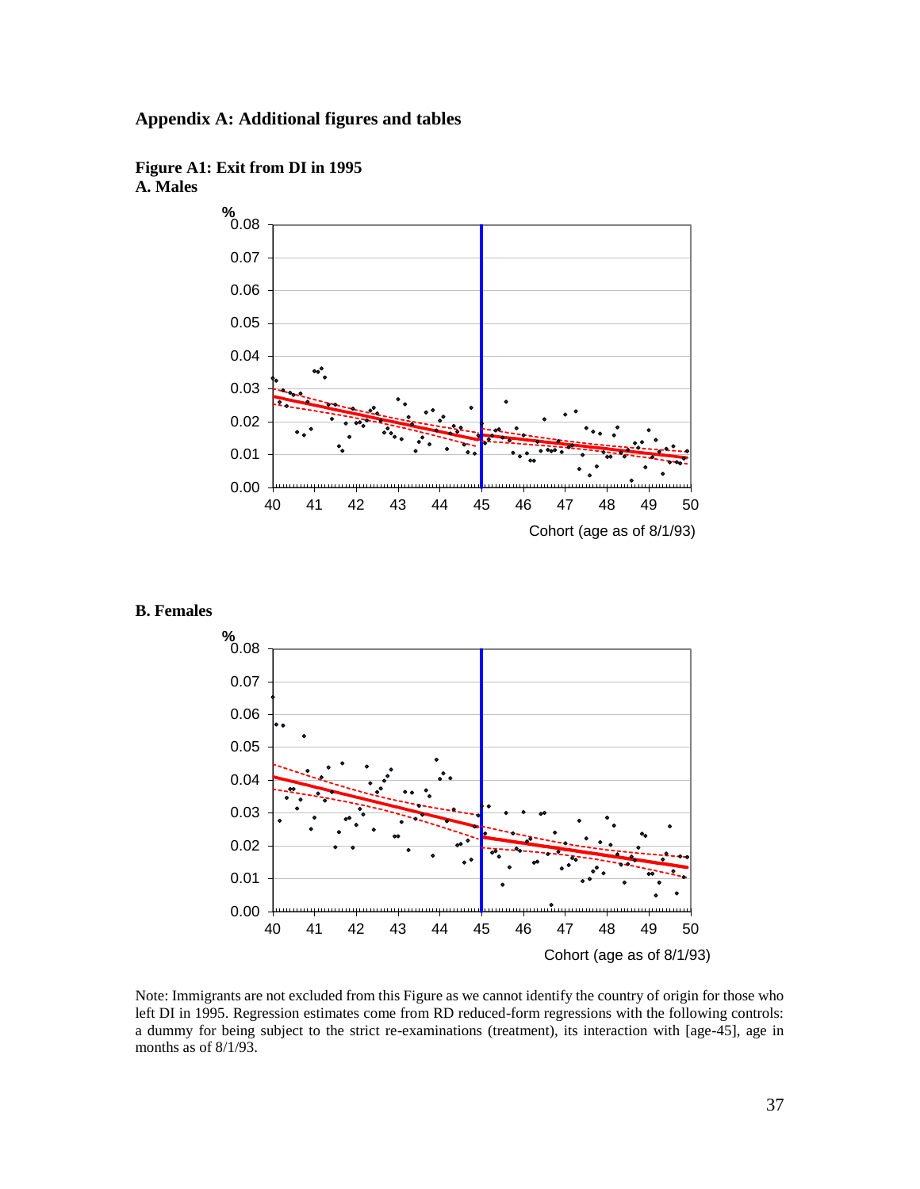## Appendix A: Additional figures and tables

**Figure A1: Exit from DI in 1995**
**A. Males**

**B. Females**

Note: Immigrants are not excluded from this Figure as we cannot identify the country of origin for those who left DI in 1995. Regression estimates come from RD reduced-form regressions with the following controls: a dummy for being subject to the strict re-examinations (treatment), its interaction with [age-45], age in months as of 8/1/93.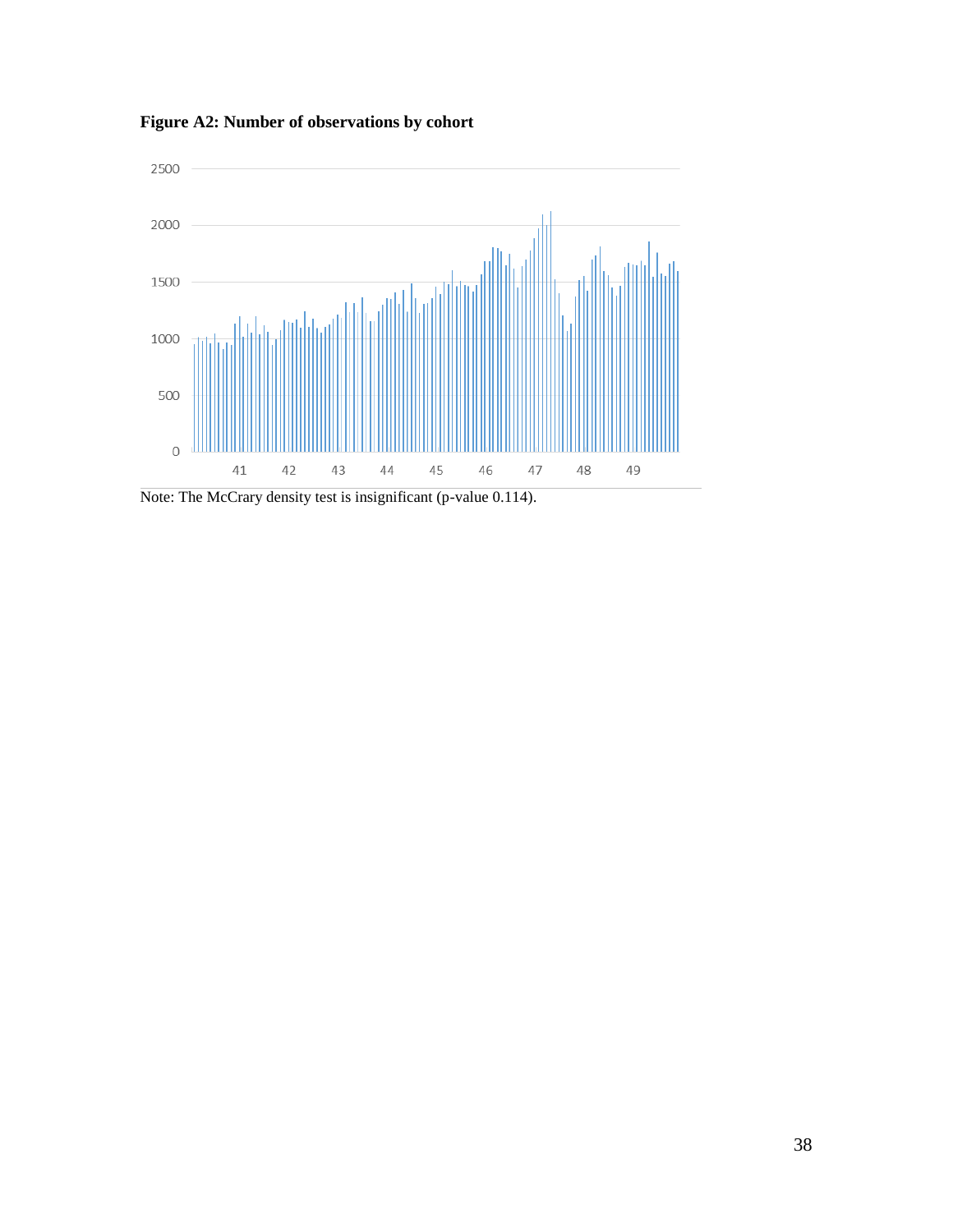**Figure A2: Number of observations by cohort**

Note: The McCrary density test is insignificant (p-value 0.114).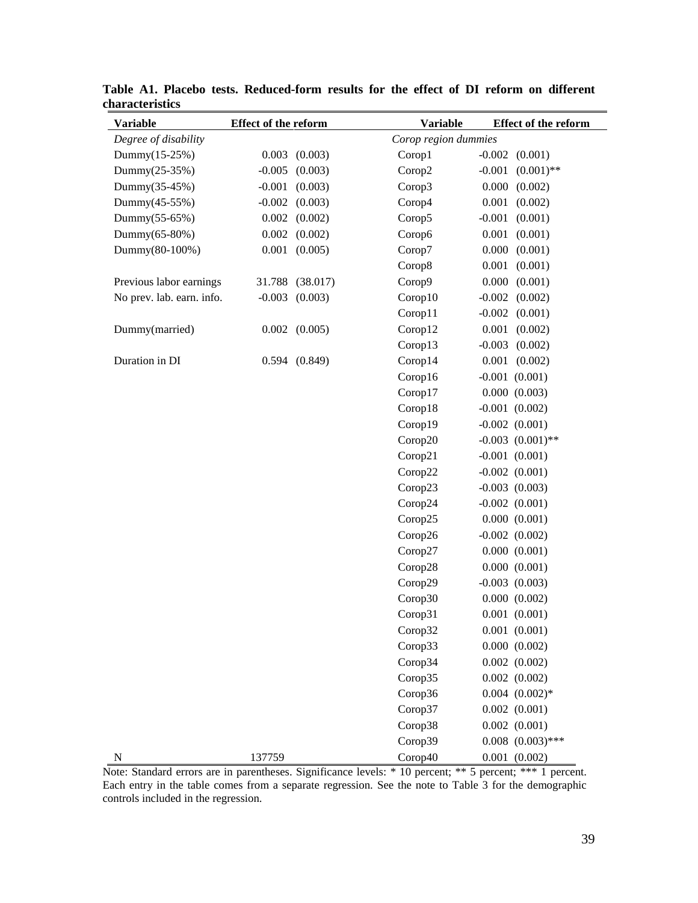**Table A1. Placebo tests. Reduced-form results for the effect of DI reform on different characteristics**

| Variable | Effect of the reform | Variable | Effect of the reform |
|---|---|---|---|
| *Degree of disability* | | *Corop region dummies* | |
| Dummy(15-25%) | 0.003 (0.003) | Corop1 | -0.002 (0.001) |
| Dummy(25-35%) | -0.005 (0.003) | Corop2 | -0.001 (0.001)** |
| Dummy(35-45%) | -0.001 (0.003) | Corop3 | 0.000 (0.002) |
| Dummy(45-55%) | -0.002 (0.003) | Corop4 | 0.001 (0.002) |
| Dummy(55-65%) | 0.002 (0.002) | Corop5 | -0.001 (0.001) |
| Dummy(65-80%) | 0.002 (0.002) | Corop6 | 0.001 (0.001) |
| Dummy(80-100%) | 0.001 (0.005) | Corop7 | 0.000 (0.001) |
| | | Corop8 | 0.001 (0.001) |
| Previous labor earnings | 31.788 (38.017) | Corop9 | 0.000 (0.001) |
| No prev. lab. earn. info. | -0.003 (0.003) | Corop10 | -0.002 (0.002) |
| | | Corop11 | -0.002 (0.001) |
| Dummy(married) | 0.002 (0.005) | Corop12 | 0.001 (0.002) |
| | | Corop13 | -0.003 (0.002) |
| Duration in DI | 0.594 (0.849) | Corop14 | 0.001 (0.002) |
| | | Corop16 | -0.001 (0.001) |
| | | Corop17 | 0.000 (0.003) |
| | | Corop18 | -0.001 (0.002) |
| | | Corop19 | -0.002 (0.001) |
| | | Corop20 | -0.003 (0.001)** |
| | | Corop21 | -0.001 (0.001) |
| | | Corop22 | -0.002 (0.001) |
| | | Corop23 | -0.003 (0.003) |
| | | Corop24 | -0.002 (0.001) |
| | | Corop25 | 0.000 (0.001) |
| | | Corop26 | -0.002 (0.002) |
| | | Corop27 | 0.000 (0.001) |
| | | Corop28 | 0.000 (0.001) |
| | | Corop29 | -0.003 (0.003) |
| | | Corop30 | 0.000 (0.002) |
| | | Corop31 | 0.001 (0.001) |
| | | Corop32 | 0.001 (0.001) |
| | | Corop33 | 0.000 (0.002) |
| | | Corop34 | 0.002 (0.002) |
| | | Corop35 | 0.002 (0.002) |
| | | Corop36 | 0.004 (0.002)* |
| | | Corop37 | 0.002 (0.001) |
| | | Corop38 | 0.002 (0.001) |
| | | Corop39 | 0.008 (0.003)*** |
| N | 137759 | Corop40 | 0.001 (0.002) |

Note: Standard errors are in parentheses. Significance levels: * 10 percent; ** 5 percent; *** 1 percent. Each entry in the table comes from a separate regression. See the note to Table 3 for the demographic controls included in the regression.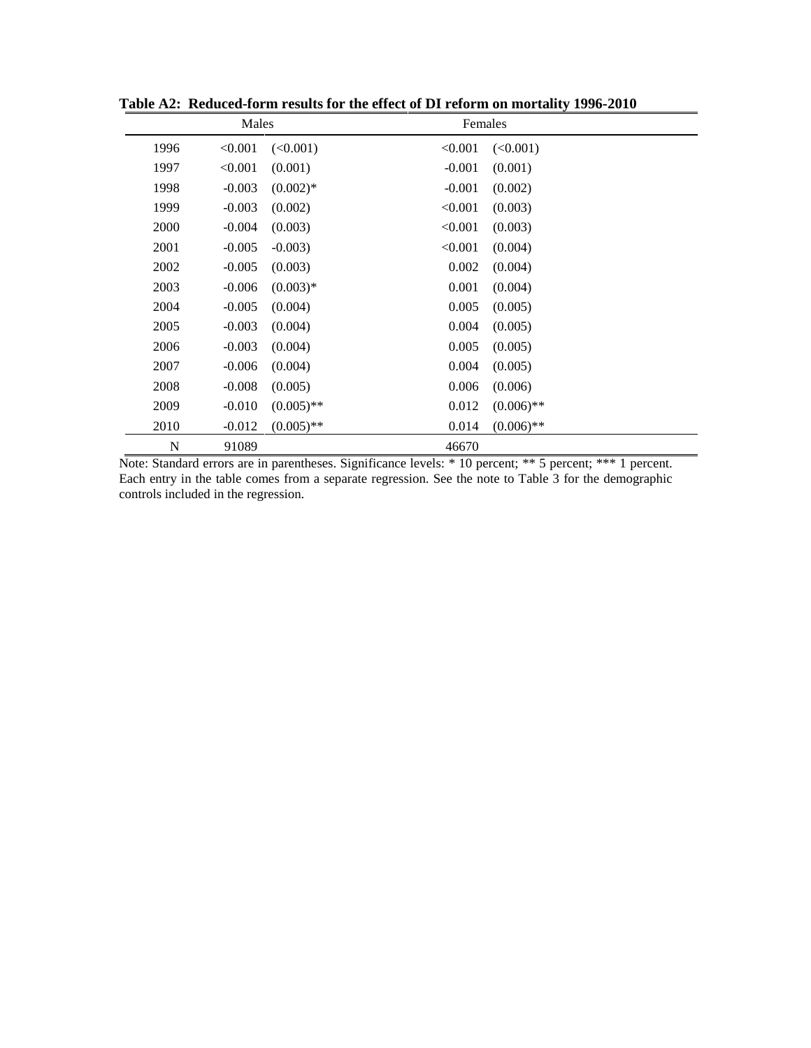**Table A2: Reduced-form results for the effect of DI reform on mortality 1996-2010**

| | Males | | Females | |
|---|---|---|---|---|
| 1996 | <0.001 | (<0.001) | <0.001 | (<0.001) |
| 1997 | <0.001 | (0.001) | -0.001 | (0.001) |
| 1998 | -0.003 | (0.002)* | -0.001 | (0.002) |
| 1999 | -0.003 | (0.002) | <0.001 | (0.003) |
| 2000 | -0.004 | (0.003) | <0.001 | (0.003) |
| 2001 | -0.005 | -0.003) | <0.001 | (0.004) |
| 2002 | -0.005 | (0.003) | 0.002 | (0.004) |
| 2003 | -0.006 | (0.003)* | 0.001 | (0.004) |
| 2004 | -0.005 | (0.004) | 0.005 | (0.005) |
| 2005 | -0.003 | (0.004) | 0.004 | (0.005) |
| 2006 | -0.003 | (0.004) | 0.005 | (0.005) |
| 2007 | -0.006 | (0.004) | 0.004 | (0.005) |
| 2008 | -0.008 | (0.005) | 0.006 | (0.006) |
| 2009 | -0.010 | (0.005)** | 0.012 | (0.006)** |
| 2010 | -0.012 | (0.005)** | 0.014 | (0.006)** |
| N | 91089 | | 46670 | |

Note: Standard errors are in parentheses. Significance levels: * 10 percent; ** 5 percent; *** 1 percent. Each entry in the table comes from a separate regression. See the note to Table 3 for the demographic controls included in the regression.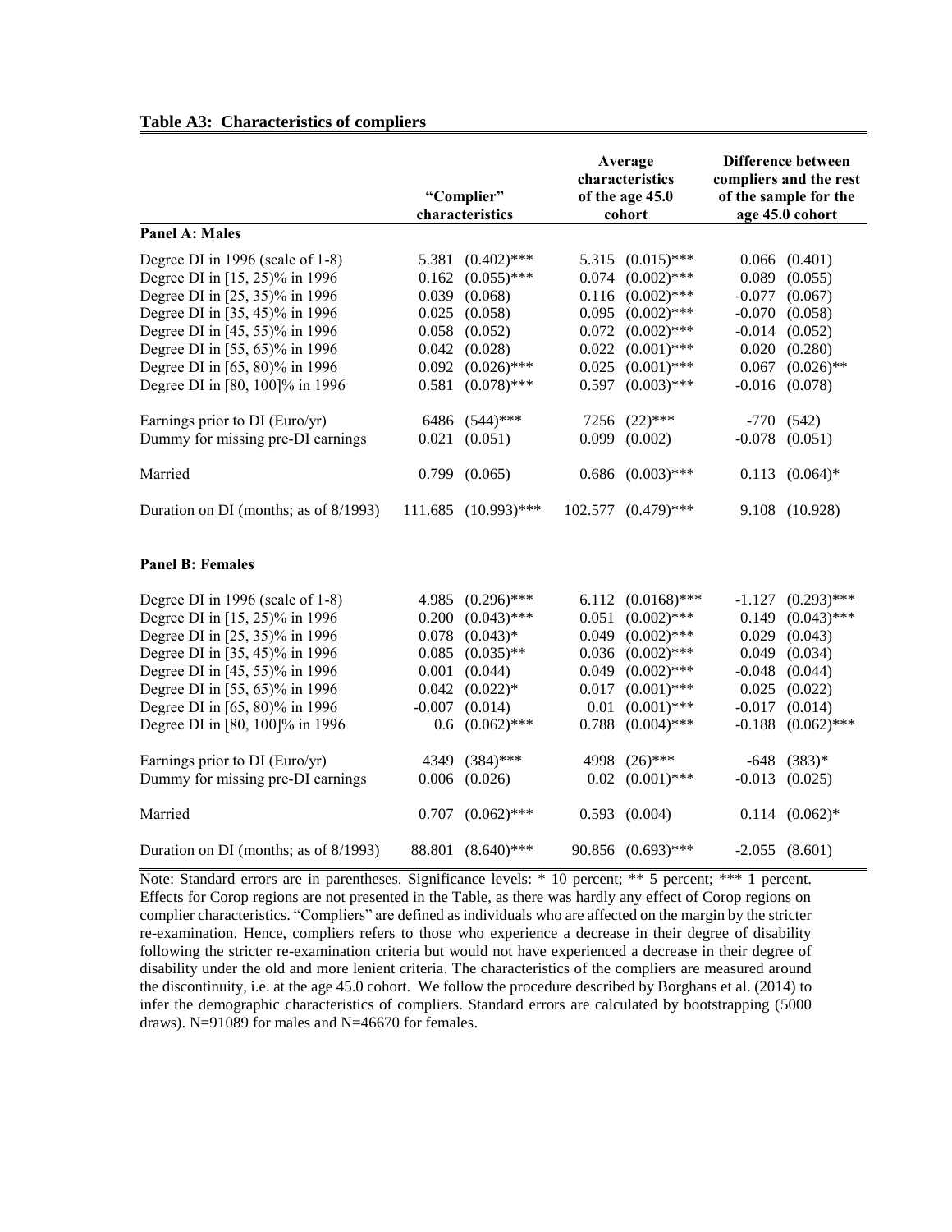**Table A3: Characteristics of compliers**

| | "Complier" characteristics | | Average characteristics of the age 45.0 cohort | | Difference between compliers and the rest of the sample for the age 45.0 cohort | |
|---|---|---|---|---|---|---|
| **Panel A: Males** | | | | | | |
| Degree DI in 1996 (scale of 1-8) | 5.381 | (0.402)*** | 5.315 | (0.015)*** | 0.066 | (0.401) |
| Degree DI in [15, 25)% in 1996 | 0.162 | (0.055)*** | 0.074 | (0.002)*** | 0.089 | (0.055) |
| Degree DI in [25, 35)% in 1996 | 0.039 | (0.068) | 0.116 | (0.002)*** | -0.077 | (0.067) |
| Degree DI in [35, 45)% in 1996 | 0.025 | (0.058) | 0.095 | (0.002)*** | -0.070 | (0.058) |
| Degree DI in [45, 55)% in 1996 | 0.058 | (0.052) | 0.072 | (0.002)*** | -0.014 | (0.052) |
| Degree DI in [55, 65)% in 1996 | 0.042 | (0.028) | 0.022 | (0.001)*** | 0.020 | (0.280) |
| Degree DI in [65, 80)% in 1996 | 0.092 | (0.026)*** | 0.025 | (0.001)*** | 0.067 | (0.026)** |
| Degree DI in [80, 100]% in 1996 | 0.581 | (0.078)*** | 0.597 | (0.003)*** | -0.016 | (0.078) |
| Earnings prior to DI (Euro/yr) | 6486 | (544)*** | 7256 | (22)*** | -770 | (542) |
| Dummy for missing pre-DI earnings | 0.021 | (0.051) | 0.099 | (0.002) | -0.078 | (0.051) |
| Married | 0.799 | (0.065) | 0.686 | (0.003)*** | 0.113 | (0.064)* |
| Duration on DI (months; as of 8/1993) | 111.685 | (10.993)*** | 102.577 | (0.479)*** | 9.108 | (10.928) |
| **Panel B: Females** | | | | | | |
| Degree DI in 1996 (scale of 1-8) | 4.985 | (0.296)*** | 6.112 | (0.0168)*** | -1.127 | (0.293)*** |
| Degree DI in [15, 25)% in 1996 | 0.200 | (0.043)*** | 0.051 | (0.002)*** | 0.149 | (0.043)*** |
| Degree DI in [25, 35)% in 1996 | 0.078 | (0.043)* | 0.049 | (0.002)*** | 0.029 | (0.043) |
| Degree DI in [35, 45)% in 1996 | 0.085 | (0.035)** | 0.036 | (0.002)*** | 0.049 | (0.034) |
| Degree DI in [45, 55)% in 1996 | 0.001 | (0.044) | 0.049 | (0.002)*** | -0.048 | (0.044) |
| Degree DI in [55, 65)% in 1996 | 0.042 | (0.022)* | 0.017 | (0.001)*** | 0.025 | (0.022) |
| Degree DI in [65, 80)% in 1996 | -0.007 | (0.014) | 0.01 | (0.001)*** | -0.017 | (0.014) |
| Degree DI in [80, 100]% in 1996 | 0.6 | (0.062)*** | 0.788 | (0.004)*** | -0.188 | (0.062)*** |
| Earnings prior to DI (Euro/yr) | 4349 | (384)*** | 4998 | (26)*** | -648 | (383)* |
| Dummy for missing pre-DI earnings | 0.006 | (0.026) | 0.02 | (0.001)*** | -0.013 | (0.025) |
| Married | 0.707 | (0.062)*** | 0.593 | (0.004) | 0.114 | (0.062)* |
| Duration on DI (months; as of 8/1993) | 88.801 | (8.640)*** | 90.856 | (0.693)*** | -2.055 | (8.601) |

Note: Standard errors are in parentheses. Significance levels: * 10 percent; ** 5 percent; *** 1 percent. Effects for Corop regions are not presented in the Table, as there was hardly any effect of Corop regions on complier characteristics. "Compliers" are defined as individuals who are affected on the margin by the stricter re-examination. Hence, compliers refers to those who experience a decrease in their degree of disability following the stricter re-examination criteria but would not have experienced a decrease in their degree of disability under the old and more lenient criteria. The characteristics of the compliers are measured around the discontinuity, i.e. at the age 45.0 cohort. We follow the procedure described by Borghans et al. (2014) to infer the demographic characteristics of compliers. Standard errors are calculated by bootstrapping (5000 draws). N=91089 for males and N=46670 for females.